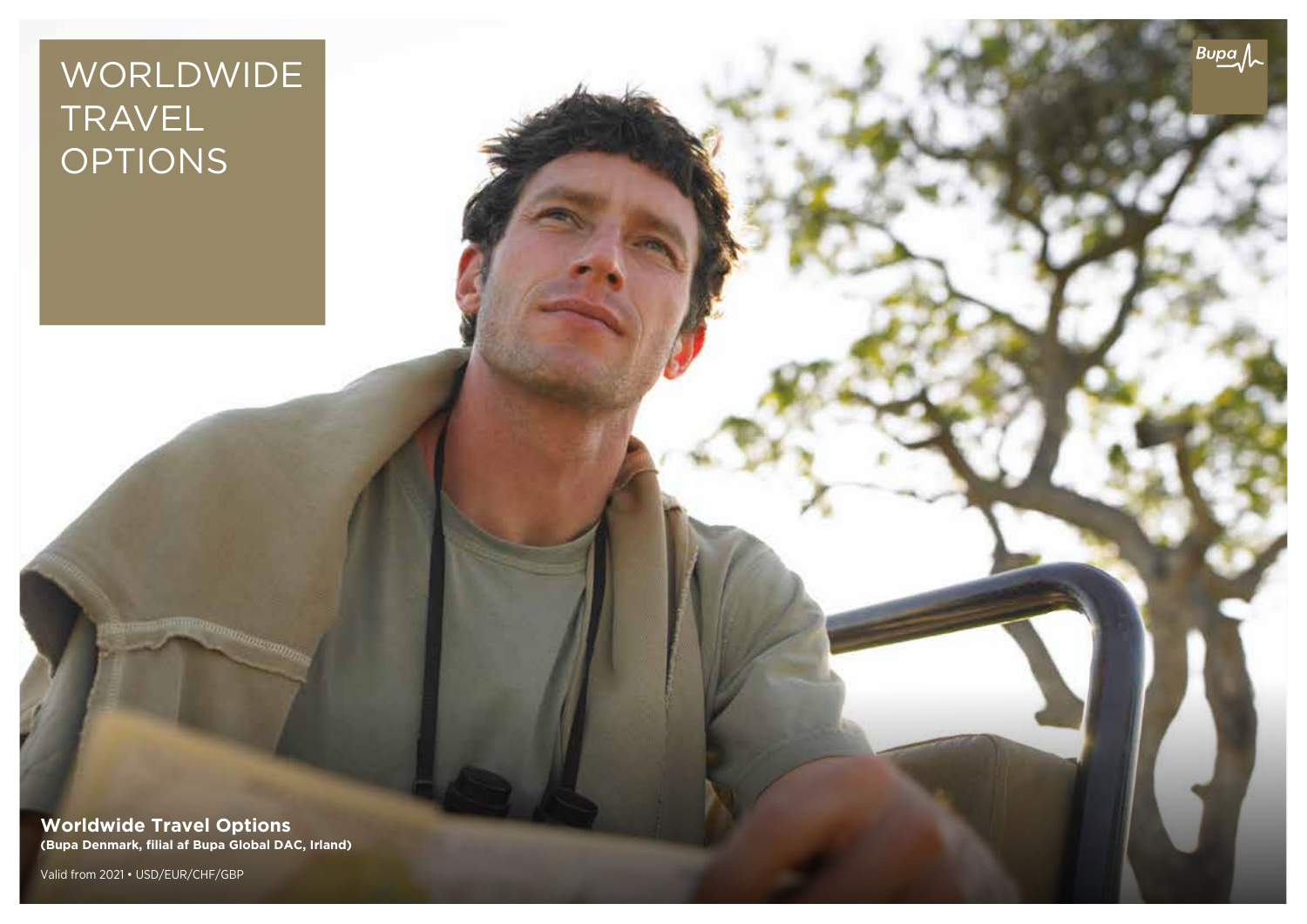# WORLDWIDE TRAVEL OPTIONS

Bupa

**Worldwide Travel Options**
**(Bupa Denmark, filial af Bupa Global DAC, Irland)**

Valid from 2021 • USD/EUR/CHF/GBP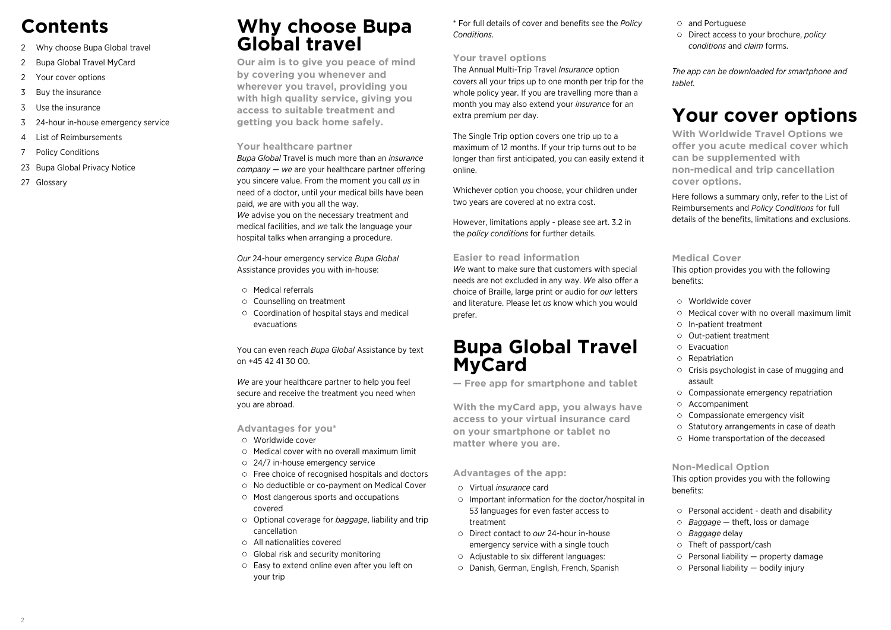# Contents

2 Why choose Bupa Global travel
2 Bupa Global Travel MyCard
2 Your cover options
3 Buy the insurance
3 Use the insurance
3 24-hour in-house emergency service
4 List of Reimbursements
7 Policy Conditions
23 Bupa Global Privacy Notice
27 Glossary

# Why choose Bupa Global travel

**Our aim is to give you peace of mind by covering you whenever and wherever you travel, providing you with high quality service, giving you access to suitable treatment and getting you back home safely.**

### Your healthcare partner

*Bupa Global* Travel is much more than an *insurance company* — *we* are your healthcare partner offering you sincere value. From the moment you call *us* in need of a doctor, until your medical bills have been paid, *we* are with you all the way.
*We* advise you on the necessary treatment and medical facilities, and *we* talk the language your hospital talks when arranging a procedure.

*Our* 24-hour emergency service *Bupa Global* Assistance provides you with in-house:

- Medical referrals
- Counselling on treatment
- Coordination of hospital stays and medical evacuations

You can even reach *Bupa Global* Assistance by text on +45 42 41 30 00.

*We* are your healthcare partner to help you feel secure and receive the treatment you need when you are abroad.

### Advantages for you*

- Worldwide cover
- Medical cover with no overall maximum limit
- 24/7 in-house emergency service
- Free choice of recognised hospitals and doctors
- No deductible or co-payment on Medical Cover
- Most dangerous sports and occupations covered
- Optional coverage for *baggage*, liability and trip cancellation
- All nationalities covered
- Global risk and security monitoring
- Easy to extend online even after you left on your trip

* For full details of cover and benefits see the *Policy Conditions*.

### Your travel options

The Annual Multi-Trip Travel *Insurance* option covers all your trips up to one month per trip for the whole policy year. If you are travelling more than a month you may also extend your *insurance* for an extra premium per day.

The Single Trip option covers one trip up to a maximum of 12 months. If your trip turns out to be longer than first anticipated, you can easily extend it online.

Whichever option you choose, your children under two years are covered at no extra cost.

However, limitations apply - please see art. 3.2 in the *policy conditions* for further details.

### Easier to read information

*We* want to make sure that customers with special needs are not excluded in any way. *We* also offer a choice of Braille, large print or audio for *our* letters and literature. Please let *us* know which you would prefer.

# Bupa Global Travel MyCard

**— Free app for smartphone and tablet**

**With the myCard app, you always have access to your virtual insurance card on your smartphone or tablet no matter where you are.**

### Advantages of the app:

- Virtual *insurance* card
- Important information for the doctor/hospital in 53 languages for even faster access to treatment
- Direct contact to *our* 24-hour in-house emergency service with a single touch
- Adjustable to six different languages:
- Danish, German, English, French, Spanish and Portuguese
- Direct access to your brochure, *policy conditions* and *claim* forms.

*The app can be downloaded for smartphone and tablet.*

# Your cover options

**With Worldwide Travel Options we offer you acute medical cover which can be supplemented with non-medical and trip cancellation cover options.**

Here follows a summary only, refer to the List of Reimbursements and *Policy Conditions* for full details of the benefits, limitations and exclusions.

### Medical Cover

This option provides you with the following benefits:

- Worldwide cover
- Medical cover with no overall maximum limit
- In-patient treatment
- Out-patient treatment
- Evacuation
- Repatriation
- Crisis psychologist in case of mugging and assault
- Compassionate emergency repatriation
- Accompaniment
- Compassionate emergency visit
- Statutory arrangements in case of death
- Home transportation of the deceased

### Non-Medical Option

This option provides you with the following benefits:

- Personal accident - death and disability
- *Baggage* — theft, loss or damage
- *Baggage* delay
- Theft of passport/cash
- Personal liability — property damage
- Personal liability — bodily injury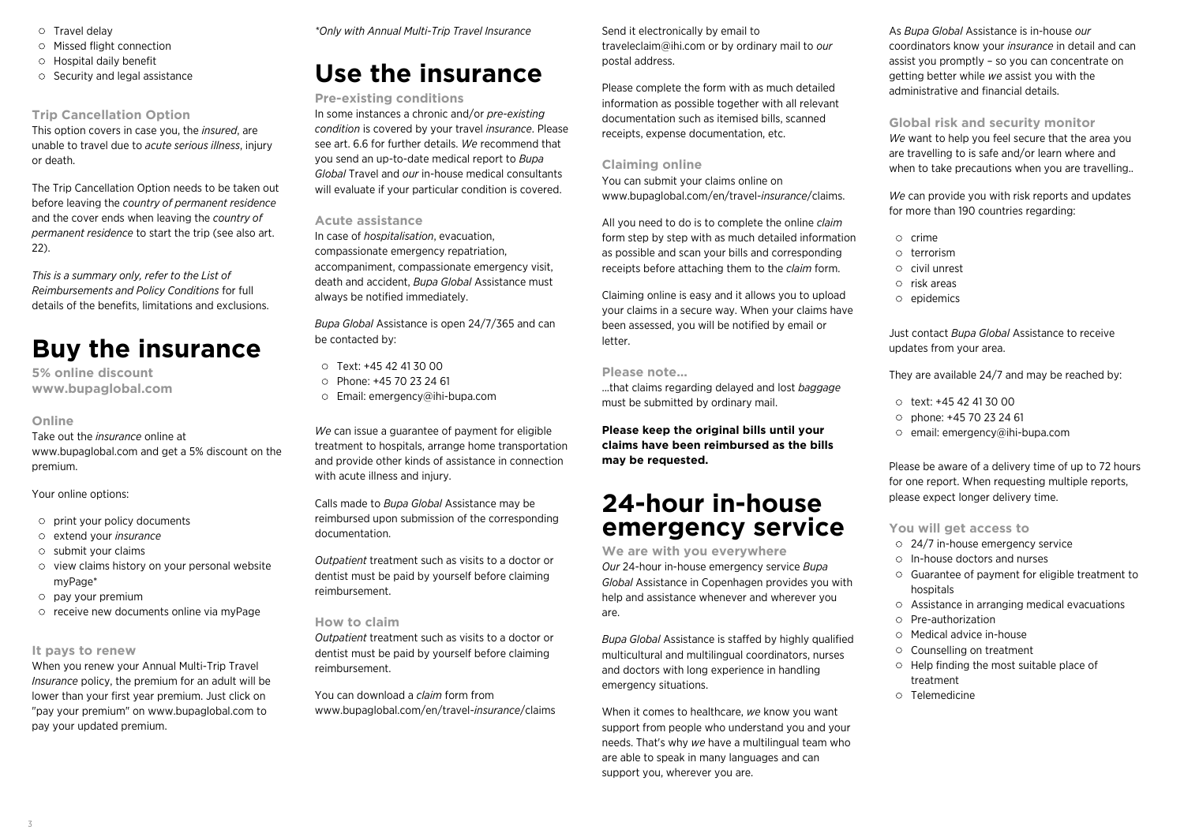- Travel delay
- Missed flight connection
- Hospital daily benefit
- Security and legal assistance

### Trip Cancellation Option

This option covers in case you, the *insured*, are unable to travel due to *acute serious illness*, injury or death.

The Trip Cancellation Option needs to be taken out before leaving the *country of permanent residence* and the cover ends when leaving the *country of permanent residence* to start the trip (see also art. 22).

*This is a summary only, refer to the List of Reimbursements and Policy Conditions* for full details of the benefits, limitations and exclusions.

# Buy the insurance

**5% online discount**
**www.bupaglobal.com**

### Online

Take out the *insurance* online at www.bupaglobal.com and get a 5% discount on the premium.

Your online options:

- print your policy documents
- extend your *insurance*
- submit your claims
- view claims history on your personal website myPage*
- pay your premium
- receive new documents online via myPage

### It pays to renew

When you renew your Annual Multi-Trip Travel *Insurance* policy, the premium for an adult will be lower than your first year premium. Just click on "pay your premium" on www.bupaglobal.com to pay your updated premium.

*\*Only with Annual Multi-Trip Travel Insurance*

# Use the insurance

### Pre-existing conditions

In some instances a chronic and/or *pre-existing condition* is covered by your travel *insurance*. Please see art. 6.6 for further details. *We* recommend that you send an up-to-date medical report to *Bupa Global* Travel and *our* in-house medical consultants will evaluate if your particular condition is covered.

### Acute assistance

In case of *hospitalisation*, evacuation, compassionate emergency repatriation, accompaniment, compassionate emergency visit, death and accident, *Bupa Global* Assistance must always be notified immediately.

*Bupa Global* Assistance is open 24/7/365 and can be contacted by:

- Text: +45 42 41 30 00
- Phone: +45 70 23 24 61
- Email: emergency@ihi-bupa.com

*We* can issue a guarantee of payment for eligible treatment to hospitals, arrange home transportation and provide other kinds of assistance in connection with acute illness and injury.

Calls made to *Bupa Global* Assistance may be reimbursed upon submission of the corresponding documentation.

*Outpatient* treatment such as visits to a doctor or dentist must be paid by yourself before claiming reimbursement.

### How to claim

*Outpatient* treatment such as visits to a doctor or dentist must be paid by yourself before claiming reimbursement.

You can download a *claim* form from www.bupaglobal.com/en/travel-*insurance*/claims

Send it electronically by email to traveleclaim@ihi.com or by ordinary mail to *our* postal address.

Please complete the form with as much detailed information as possible together with all relevant documentation such as itemised bills, scanned receipts, expense documentation, etc.

### Claiming online

You can submit your claims online on www.bupaglobal.com/en/travel-*insurance*/claims.

All you need to do is to complete the online *claim* form step by step with as much detailed information as possible and scan your bills and corresponding receipts before attaching them to the *claim* form.

Claiming online is easy and it allows you to upload your claims in a secure way. When your claims have been assessed, you will be notified by email or letter.

### Please note...

...that claims regarding delayed and lost *baggage* must be submitted by ordinary mail.

**Please keep the original bills until your claims have been reimbursed as the bills may be requested.**

# 24-hour in-house emergency service

### We are with you everywhere

*Our* 24-hour in-house emergency service *Bupa Global* Assistance in Copenhagen provides you with help and assistance whenever and wherever you are.

*Bupa Global* Assistance is staffed by highly qualified multicultural and multilingual coordinators, nurses and doctors with long experience in handling emergency situations.

When it comes to healthcare, *we* know you want support from people who understand you and your needs. That's why *we* have a multilingual team who are able to speak in many languages and can support you, wherever you are.

As *Bupa Global* Assistance is in-house *our* coordinators know your *insurance* in detail and can assist you promptly – so you can concentrate on getting better while *we* assist you with the administrative and financial details.

### Global risk and security monitor

*We* want to help you feel secure that the area you are travelling to is safe and/or learn where and when to take precautions when you are travelling..

*We* can provide you with risk reports and updates for more than 190 countries regarding:

- crime
- terrorism
- civil unrest
- risk areas
- epidemics

Just contact *Bupa Global* Assistance to receive updates from your area.

They are available 24/7 and may be reached by:

- text: +45 42 41 30 00
- phone: +45 70 23 24 61
- email: emergency@ihi-bupa.com

Please be aware of a delivery time of up to 72 hours for one report. When requesting multiple reports, please expect longer delivery time.

### You will get access to

- 24/7 in-house emergency service
- In-house doctors and nurses
- Guarantee of payment for eligible treatment to hospitals
- Assistance in arranging medical evacuations
- Pre-authorization
- Medical advice in-house
- Counselling on treatment
- Help finding the most suitable place of treatment
- Telemedicine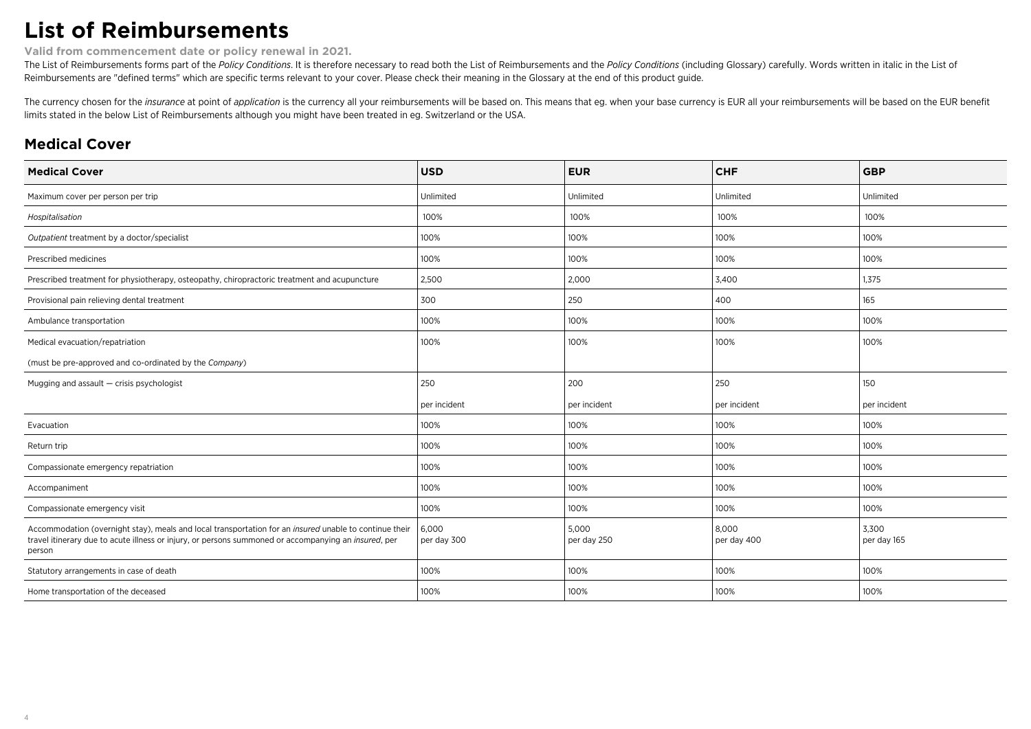# List of Reimbursements

**Valid from commencement date or policy renewal in 2021.**

The List of Reimbursements forms part of the *Policy Conditions*. It is therefore necessary to read both the List of Reimbursements and the *Policy Conditions* (including Glossary) carefully. Words written in italic in the List of Reimbursements are "defined terms" which are specific terms relevant to your cover. Please check their meaning in the Glossary at the end of this product guide.

The currency chosen for the *insurance* at point of *application* is the currency all your reimbursements will be based on. This means that eg. when your base currency is EUR all your reimbursements will be based on the EUR benefit limits stated in the below List of Reimbursements although you might have been treated in eg. Switzerland or the USA.

## Medical Cover

| Medical Cover | USD | EUR | CHF | GBP |
|---|---|---|---|---|
| Maximum cover per person per trip | Unlimited | Unlimited | Unlimited | Unlimited |
| *Hospitalisation* | 100% | 100% | 100% | 100% |
| *Outpatient* treatment by a doctor/specialist | 100% | 100% | 100% | 100% |
| Prescribed medicines | 100% | 100% | 100% | 100% |
| Prescribed treatment for physiotherapy, osteopathy, chiropractoric treatment and acupuncture | 2,500 | 2,000 | 3,400 | 1,375 |
| Provisional pain relieving dental treatment | 300 | 250 | 400 | 165 |
| Ambulance transportation | 100% | 100% | 100% | 100% |
| Medical evacuation/repatriation (must be pre-approved and co-ordinated by the *Company*) | 100% | 100% | 100% | 100% |
| Mugging and assault — crisis psychologist | 250 per incident | 200 per incident | 250 per incident | 150 per incident |
| Evacuation | 100% | 100% | 100% | 100% |
| Return trip | 100% | 100% | 100% | 100% |
| Compassionate emergency repatriation | 100% | 100% | 100% | 100% |
| Accompaniment | 100% | 100% | 100% | 100% |
| Compassionate emergency visit | 100% | 100% | 100% | 100% |
| Accommodation (overnight stay), meals and local transportation for an *insured* unable to continue their travel itinerary due to acute illness or injury, or persons summoned or accompanying an *insured*, per person | 6,000 per day 300 | 5,000 per day 250 | 8,000 per day 400 | 3,300 per day 165 |
| Statutory arrangements in case of death | 100% | 100% | 100% | 100% |
| Home transportation of the deceased | 100% | 100% | 100% | 100% |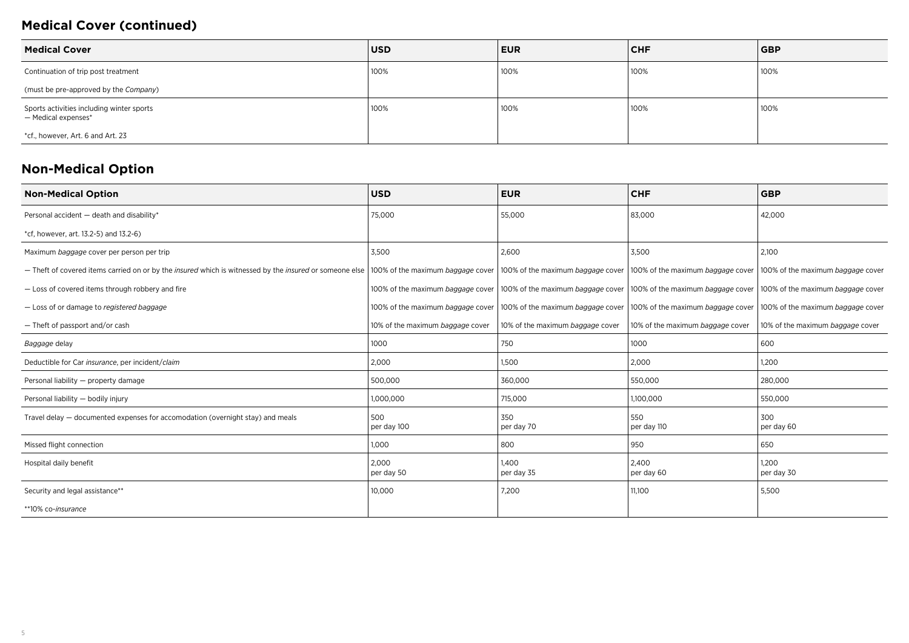## Medical Cover (continued)

| Medical Cover | USD | EUR | CHF | GBP |
|---|---|---|---|---|
| Continuation of trip post treatment | 100% | 100% | 100% | 100% |
| (must be pre-approved by the *Company*) | | | | |
| Sports activities including winter sports — Medical expenses* | 100% | 100% | 100% | 100% |
| *cf., however, Art. 6 and Art. 23 | | | | |

## Non-Medical Option

| Non-Medical Option | USD | EUR | CHF | GBP |
|---|---|---|---|---|
| Personal accident — death and disability* | 75,000 | 55,000 | 83,000 | 42,000 |
| *cf, however, art. 13.2-5) and 13.2-6) | | | | |
| Maximum *baggage* cover per person per trip | 3,500 | 2,600 | 3,500 | 2,100 |
| — Theft of covered items carried on or by the *insured* which is witnessed by the *insured* or someone else | 100% of the maximum *baggage* cover | 100% of the maximum *baggage* cover | 100% of the maximum *baggage* cover | 100% of the maximum *baggage* cover |
| — Loss of covered items through robbery and fire | 100% of the maximum *baggage* cover | 100% of the maximum *baggage* cover | 100% of the maximum *baggage* cover | 100% of the maximum *baggage* cover |
| — Loss of or damage to *registered baggage* | 100% of the maximum *baggage* cover | 100% of the maximum *baggage* cover | 100% of the maximum *baggage* cover | 100% of the maximum *baggage* cover |
| — Theft of passport and/or cash | 10% of the maximum *baggage* cover | 10% of the maximum *baggage* cover | 10% of the maximum *baggage* cover | 10% of the maximum *baggage* cover |
| *Baggage* delay | 1000 | 750 | 1000 | 600 |
| Deductible for Car *insurance*, per incident/*claim* | 2,000 | 1,500 | 2,000 | 1,200 |
| Personal liability — property damage | 500,000 | 360,000 | 550,000 | 280,000 |
| Personal liability — bodily injury | 1,000,000 | 715,000 | 1,100,000 | 550,000 |
| Travel delay — documented expenses for accomodation (overnight stay) and meals | 500<br>per day 100 | 350<br>per day 70 | 550<br>per day 110 | 300<br>per day 60 |
| Missed flight connection | 1,000 | 800 | 950 | 650 |
| Hospital daily benefit | 2,000<br>per day 50 | 1,400<br>per day 35 | 2,400<br>per day 60 | 1,200<br>per day 30 |
| Security and legal assistance** | 10,000 | 7,200 | 11,100 | 5,500 |
| **10% co-*insurance* | | | | |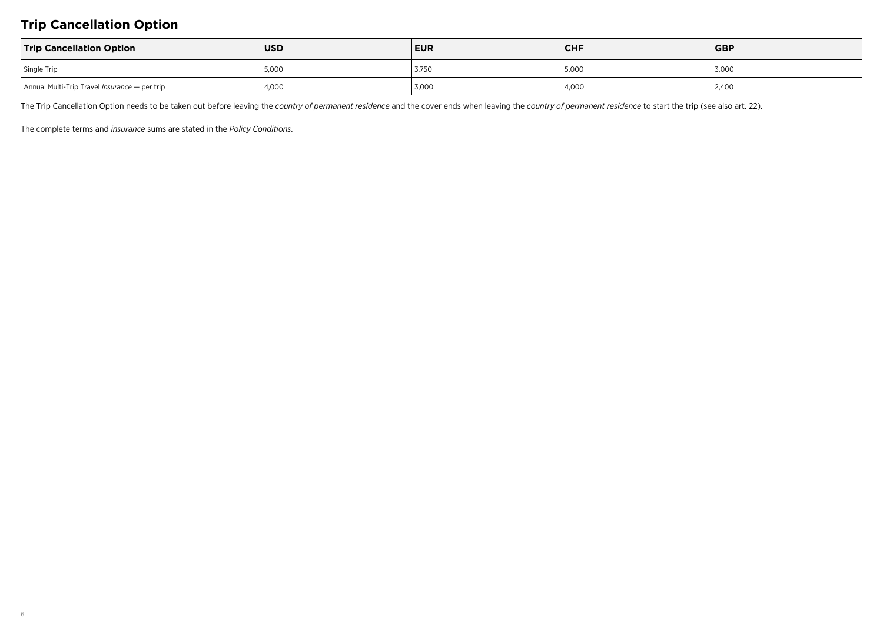## Trip Cancellation Option

| **Trip Cancellation Option** | **USD** | **EUR** | **CHF** | **GBP** |
| --- | --- | --- | --- | --- |
| Single Trip | 5,000 | 3,750 | 5,000 | 3,000 |
| Annual Multi-Trip Travel *Insurance* — per trip | 4,000 | 3,000 | 4,000 | 2,400 |

The Trip Cancellation Option needs to be taken out before leaving the *country of permanent residence* and the cover ends when leaving the *country of permanent residence* to start the trip (see also art. 22).

The complete terms and *insurance* sums are stated in the *Policy Conditions*.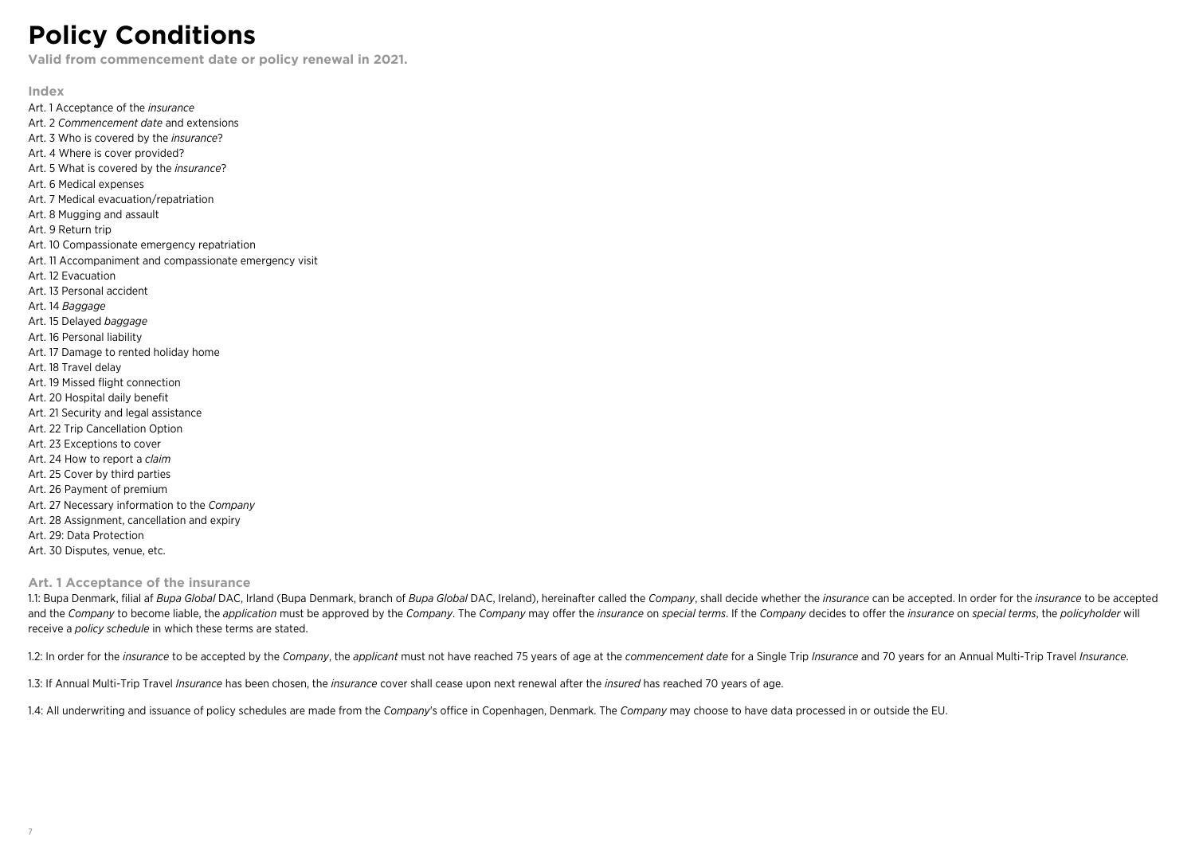# Policy Conditions

**Valid from commencement date or policy renewal in 2021.**

## Index

Art. 1 Acceptance of the *insurance*
Art. 2 *Commencement date* and extensions
Art. 3 Who is covered by the *insurance*?
Art. 4 Where is cover provided?
Art. 5 What is covered by the *insurance*?
Art. 6 Medical expenses
Art. 7 Medical evacuation/repatriation
Art. 8 Mugging and assault
Art. 9 Return trip
Art. 10 Compassionate emergency repatriation
Art. 11 Accompaniment and compassionate emergency visit
Art. 12 Evacuation
Art. 13 Personal accident
Art. 14 *Baggage*
Art. 15 Delayed *baggage*
Art. 16 Personal liability
Art. 17 Damage to rented holiday home
Art. 18 Travel delay
Art. 19 Missed flight connection
Art. 20 Hospital daily benefit
Art. 21 Security and legal assistance
Art. 22 Trip Cancellation Option
Art. 23 Exceptions to cover
Art. 24 How to report a *claim*
Art. 25 Cover by third parties
Art. 26 Payment of premium
Art. 27 Necessary information to the *Company*
Art. 28 Assignment, cancellation and expiry
Art. 29: Data Protection
Art. 30 Disputes, venue, etc.

## Art. 1 Acceptance of the insurance

1.1: Bupa Denmark, filial af *Bupa Global* DAC, Irland (Bupa Denmark, branch of *Bupa Global* DAC, Ireland), hereinafter called the *Company*, shall decide whether the *insurance* can be accepted. In order for the *insurance* to be accepted and the *Company* to become liable, the *application* must be approved by the *Company*. The *Company* may offer the *insurance* on *special terms*. If the *Company* decides to offer the *insurance* on *special terms*, the *policyholder* will receive a *policy schedule* in which these terms are stated.

1.2: In order for the *insurance* to be accepted by the *Company*, the *applicant* must not have reached 75 years of age at the *commencement date* for a Single Trip *Insurance* and 70 years for an Annual Multi-Trip Travel *Insurance*.

1.3: If Annual Multi-Trip Travel *Insurance* has been chosen, the *insurance* cover shall cease upon next renewal after the *insured* has reached 70 years of age.

1.4: All underwriting and issuance of policy schedules are made from the *Company*'s office in Copenhagen, Denmark. The *Company* may choose to have data processed in or outside the EU.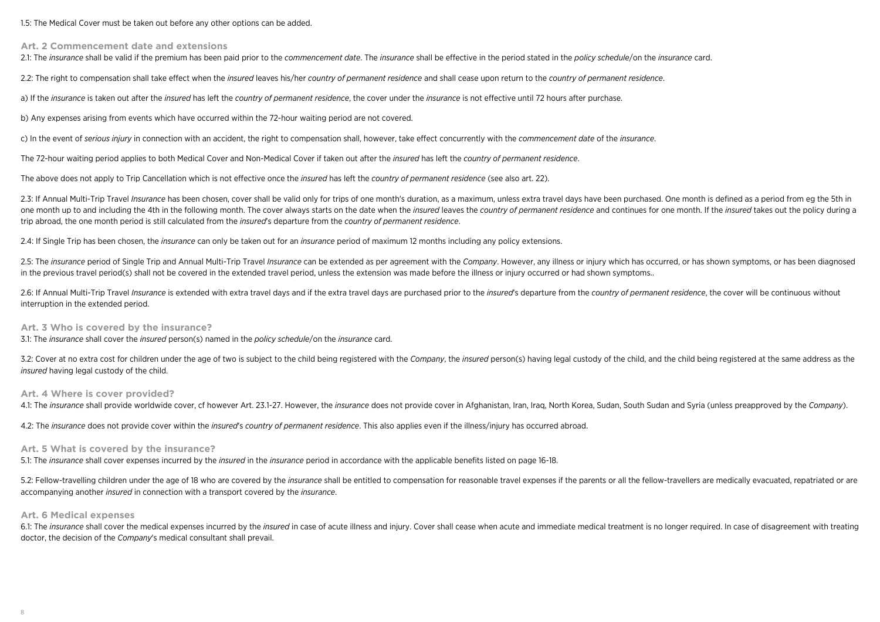1.5: The Medical Cover must be taken out before any other options can be added.

## Art. 2 Commencement date and extensions

2.1: The *insurance* shall be valid if the premium has been paid prior to the *commencement date*. The *insurance* shall be effective in the period stated in the *policy schedule*/on the *insurance* card.

2.2: The right to compensation shall take effect when the *insured* leaves his/her *country of permanent residence* and shall cease upon return to the *country of permanent residence*.

a) If the *insurance* is taken out after the *insured* has left the *country of permanent residence*, the cover under the *insurance* is not effective until 72 hours after purchase.

b) Any expenses arising from events which have occurred within the 72-hour waiting period are not covered.

c) In the event of *serious injury* in connection with an accident, the right to compensation shall, however, take effect concurrently with the *commencement date* of the *insurance*.

The 72-hour waiting period applies to both Medical Cover and Non-Medical Cover if taken out after the *insured* has left the *country of permanent residence*.

The above does not apply to Trip Cancellation which is not effective once the *insured* has left the *country of permanent residence* (see also art. 22).

2.3: If Annual Multi-Trip Travel *Insurance* has been chosen, cover shall be valid only for trips of one month's duration, as a maximum, unless extra travel days have been purchased. One month is defined as a period from eg the 5th in one month up to and including the 4th in the following month. The cover always starts on the date when the *insured* leaves the *country of permanent residence* and continues for one month. If the *insured* takes out the policy during a trip abroad, the one month period is still calculated from the *insured*'s departure from the *country of permanent residence*.

2.4: If Single Trip has been chosen, the *insurance* can only be taken out for an *insurance* period of maximum 12 months including any policy extensions.

2.5: The *insurance* period of Single Trip and Annual Multi-Trip Travel *Insurance* can be extended as per agreement with the *Company*. However, any illness or injury which has occurred, or has shown symptoms, or has been diagnosed in the previous travel period(s) shall not be covered in the extended travel period, unless the extension was made before the illness or injury occurred or had shown symptoms..

2.6: If Annual Multi-Trip Travel *Insurance* is extended with extra travel days and if the extra travel days are purchased prior to the *insured*'s departure from the *country of permanent residence*, the cover will be continuous without interruption in the extended period.

## Art. 3 Who is covered by the insurance?

3.1: The *insurance* shall cover the *insured* person(s) named in the *policy schedule*/on the *insurance* card.

3.2: Cover at no extra cost for children under the age of two is subject to the child being registered with the *Company*, the *insured* person(s) having legal custody of the child, and the child being registered at the same address as the *insured* having legal custody of the child.

## Art. 4 Where is cover provided?

4.1: The *insurance* shall provide worldwide cover, cf however Art. 23.1-27. However, the *insurance* does not provide cover in Afghanistan, Iran, Iraq, North Korea, Sudan, South Sudan and Syria (unless preapproved by the *Company*).

4.2: The *insurance* does not provide cover within the *insured*'s *country of permanent residence*. This also applies even if the illness/injury has occurred abroad.

## Art. 5 What is covered by the insurance?

5.1: The *insurance* shall cover expenses incurred by the *insured* in the *insurance* period in accordance with the applicable benefits listed on page 16-18.

5.2: Fellow-travelling children under the age of 18 who are covered by the *insurance* shall be entitled to compensation for reasonable travel expenses if the parents or all the fellow-travellers are medically evacuated, repatriated or are accompanying another *insured* in connection with a transport covered by the *insurance*.

## Art. 6 Medical expenses

6.1: The *insurance* shall cover the medical expenses incurred by the *insured* in case of acute illness and injury. Cover shall cease when acute and immediate medical treatment is no longer required. In case of disagreement with treating doctor, the decision of the *Company*'s medical consultant shall prevail.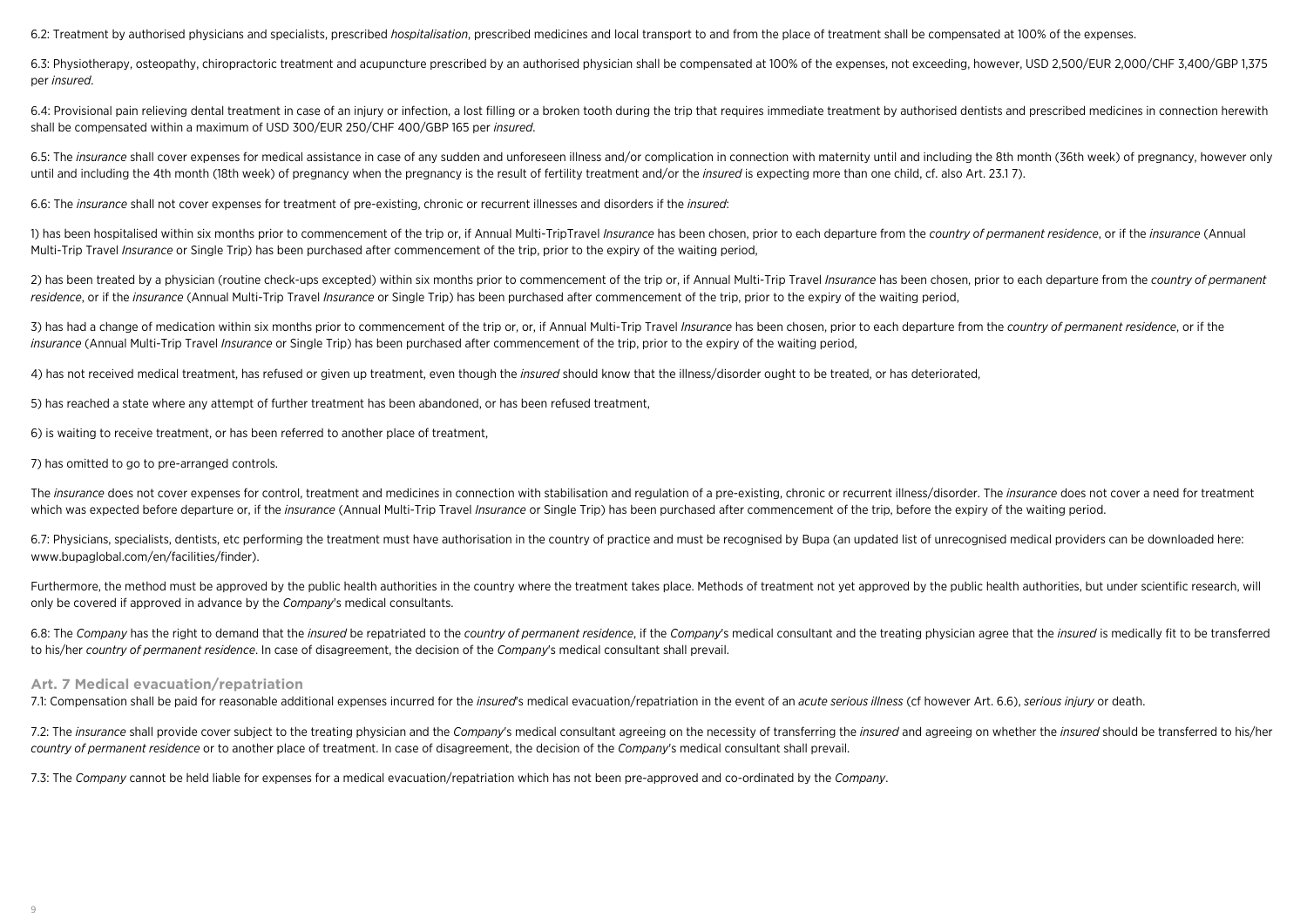6.2: Treatment by authorised physicians and specialists, prescribed *hospitalisation*, prescribed medicines and local transport to and from the place of treatment shall be compensated at 100% of the expenses.

6.3: Physiotherapy, osteopathy, chiropractoric treatment and acupuncture prescribed by an authorised physician shall be compensated at 100% of the expenses, not exceeding, however, USD 2,500/EUR 2,000/CHF 3,400/GBP 1,375 per *insured*.

6.4: Provisional pain relieving dental treatment in case of an injury or infection, a lost filling or a broken tooth during the trip that requires immediate treatment by authorised dentists and prescribed medicines in connection herewith shall be compensated within a maximum of USD 300/EUR 250/CHF 400/GBP 165 per *insured*.

6.5: The *insurance* shall cover expenses for medical assistance in case of any sudden and unforeseen illness and/or complication in connection with maternity until and including the 8th month (36th week) of pregnancy, however only until and including the 4th month (18th week) of pregnancy when the pregnancy is the result of fertility treatment and/or the *insured* is expecting more than one child, cf. also Art. 23.1 7).

6.6: The *insurance* shall not cover expenses for treatment of pre-existing, chronic or recurrent illnesses and disorders if the *insured*:

1) has been hospitalised within six months prior to commencement of the trip or, if Annual Multi-TripTravel *Insurance* has been chosen, prior to each departure from the *country of permanent residence*, or if the *insurance* (Annual Multi-Trip Travel *Insurance* or Single Trip) has been purchased after commencement of the trip, prior to the expiry of the waiting period,

2) has been treated by a physician (routine check-ups excepted) within six months prior to commencement of the trip or, if Annual Multi-Trip Travel *Insurance* has been chosen, prior to each departure from the *country of permanent residence*, or if the *insurance* (Annual Multi-Trip Travel *Insurance* or Single Trip) has been purchased after commencement of the trip, prior to the expiry of the waiting period,

3) has had a change of medication within six months prior to commencement of the trip or, or, if Annual Multi-Trip Travel *Insurance* has been chosen, prior to each departure from the *country of permanent residence*, or if the *insurance* (Annual Multi-Trip Travel *Insurance* or Single Trip) has been purchased after commencement of the trip, prior to the expiry of the waiting period,

4) has not received medical treatment, has refused or given up treatment, even though the *insured* should know that the illness/disorder ought to be treated, or has deteriorated,

5) has reached a state where any attempt of further treatment has been abandoned, or has been refused treatment,

6) is waiting to receive treatment, or has been referred to another place of treatment,

7) has omitted to go to pre-arranged controls.

The *insurance* does not cover expenses for control, treatment and medicines in connection with stabilisation and regulation of a pre-existing, chronic or recurrent illness/disorder. The *insurance* does not cover a need for treatment which was expected before departure or, if the *insurance* (Annual Multi-Trip Travel *Insurance* or Single Trip) has been purchased after commencement of the trip, before the expiry of the waiting period.

6.7: Physicians, specialists, dentists, etc performing the treatment must have authorisation in the country of practice and must be recognised by Bupa (an updated list of unrecognised medical providers can be downloaded here: www.bupaglobal.com/en/facilities/finder).

Furthermore, the method must be approved by the public health authorities in the country where the treatment takes place. Methods of treatment not yet approved by the public health authorities, but under scientific research, will only be covered if approved in advance by the *Company*'s medical consultants.

6.8: The *Company* has the right to demand that the *insured* be repatriated to the *country of permanent residence*, if the *Company*'s medical consultant and the treating physician agree that the *insured* is medically fit to be transferred to his/her *country of permanent residence*. In case of disagreement, the decision of the *Company*'s medical consultant shall prevail.

## Art. 7 Medical evacuation/repatriation

7.1: Compensation shall be paid for reasonable additional expenses incurred for the *insured*'s medical evacuation/repatriation in the event of an *acute serious illness* (cf however Art. 6.6), *serious injury* or death.

7.2: The *insurance* shall provide cover subject to the treating physician and the *Company*'s medical consultant agreeing on the necessity of transferring the *insured* and agreeing on whether the *insured* should be transferred to his/her *country of permanent residence* or to another place of treatment. In case of disagreement, the decision of the *Company*'s medical consultant shall prevail.

7.3: The *Company* cannot be held liable for expenses for a medical evacuation/repatriation which has not been pre-approved and co-ordinated by the *Company*.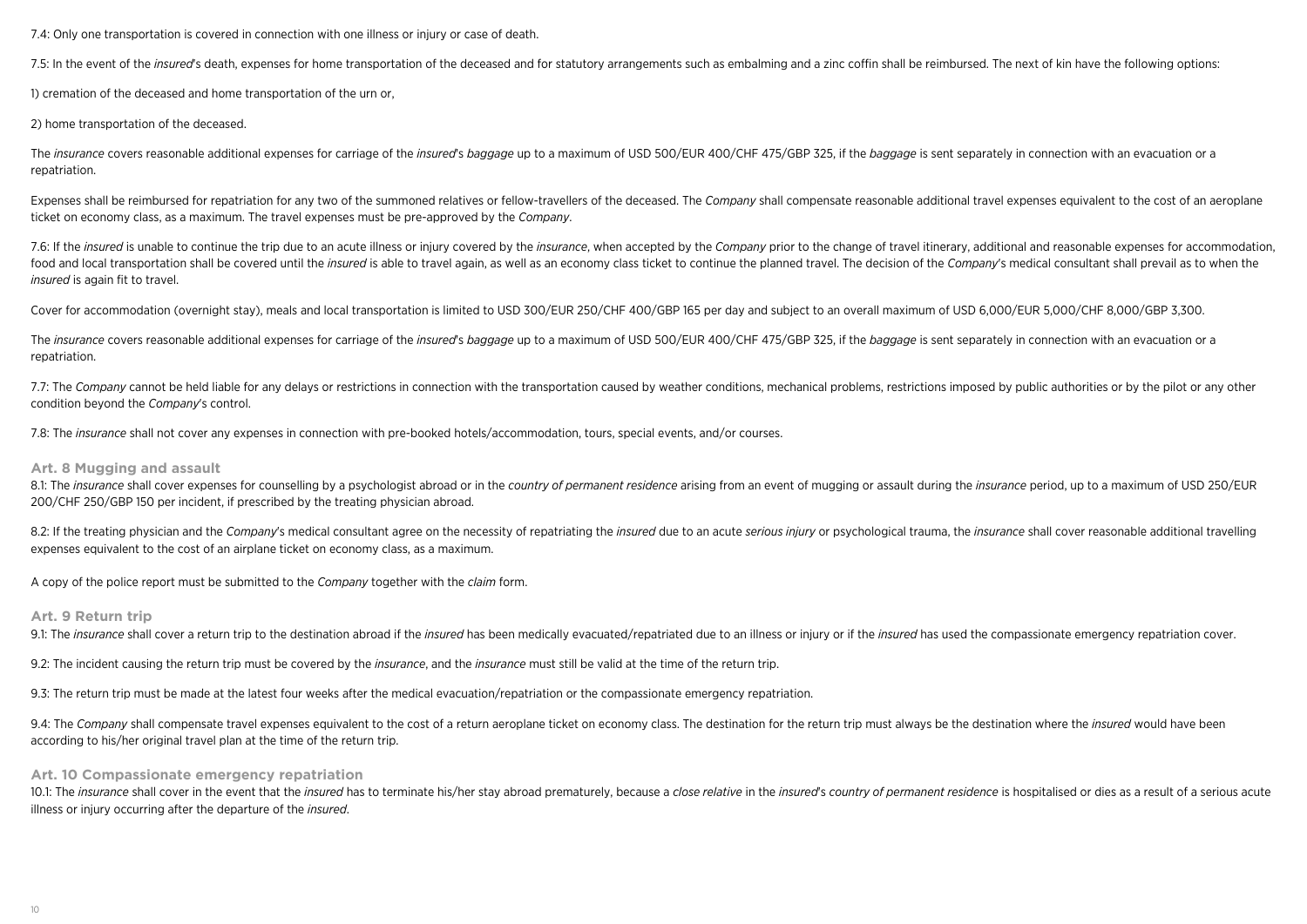7.4: Only one transportation is covered in connection with one illness or injury or case of death.

7.5: In the event of the *insured*'s death, expenses for home transportation of the deceased and for statutory arrangements such as embalming and a zinc coffin shall be reimbursed. The next of kin have the following options:

1) cremation of the deceased and home transportation of the urn or,

2) home transportation of the deceased.

The *insurance* covers reasonable additional expenses for carriage of the *insured*'s *baggage* up to a maximum of USD 500/EUR 400/CHF 475/GBP 325, if the *baggage* is sent separately in connection with an evacuation or a repatriation.

Expenses shall be reimbursed for repatriation for any two of the summoned relatives or fellow-travellers of the deceased. The *Company* shall compensate reasonable additional travel expenses equivalent to the cost of an aeroplane ticket on economy class, as a maximum. The travel expenses must be pre-approved by the *Company*.

7.6: If the *insured* is unable to continue the trip due to an acute illness or injury covered by the *insurance*, when accepted by the *Company* prior to the change of travel itinerary, additional and reasonable expenses for accommodation, food and local transportation shall be covered until the *insured* is able to travel again, as well as an economy class ticket to continue the planned travel. The decision of the *Company*'s medical consultant shall prevail as to when the *insured* is again fit to travel.

Cover for accommodation (overnight stay), meals and local transportation is limited to USD 300/EUR 250/CHF 400/GBP 165 per day and subject to an overall maximum of USD 6,000/EUR 5,000/CHF 8,000/GBP 3,300.

The *insurance* covers reasonable additional expenses for carriage of the *insured*'s *baggage* up to a maximum of USD 500/EUR 400/CHF 475/GBP 325, if the *baggage* is sent separately in connection with an evacuation or a repatriation.

7.7: The *Company* cannot be held liable for any delays or restrictions in connection with the transportation caused by weather conditions, mechanical problems, restrictions imposed by public authorities or by the pilot or any other condition beyond the *Company*'s control.

7.8: The *insurance* shall not cover any expenses in connection with pre-booked hotels/accommodation, tours, special events, and/or courses.

## Art. 8 Mugging and assault

8.1: The *insurance* shall cover expenses for counselling by a psychologist abroad or in the *country of permanent residence* arising from an event of mugging or assault during the *insurance* period, up to a maximum of USD 250/EUR 200/CHF 250/GBP 150 per incident, if prescribed by the treating physician abroad.

8.2: If the treating physician and the *Company*'s medical consultant agree on the necessity of repatriating the *insured* due to an acute *serious injury* or psychological trauma, the *insurance* shall cover reasonable additional travelling expenses equivalent to the cost of an airplane ticket on economy class, as a maximum.

A copy of the police report must be submitted to the *Company* together with the *claim* form.

## Art. 9 Return trip

9.1: The *insurance* shall cover a return trip to the destination abroad if the *insured* has been medically evacuated/repatriated due to an illness or injury or if the *insured* has used the compassionate emergency repatriation cover.

9.2: The incident causing the return trip must be covered by the *insurance*, and the *insurance* must still be valid at the time of the return trip.

9.3: The return trip must be made at the latest four weeks after the medical evacuation/repatriation or the compassionate emergency repatriation.

9.4: The *Company* shall compensate travel expenses equivalent to the cost of a return aeroplane ticket on economy class. The destination for the return trip must always be the destination where the *insured* would have been according to his/her original travel plan at the time of the return trip.

## Art. 10 Compassionate emergency repatriation

10.1: The *insurance* shall cover in the event that the *insured* has to terminate his/her stay abroad prematurely, because a *close relative* in the *insured*'s *country of permanent residence* is hospitalised or dies as a result of a serious acute illness or injury occurring after the departure of the *insured*.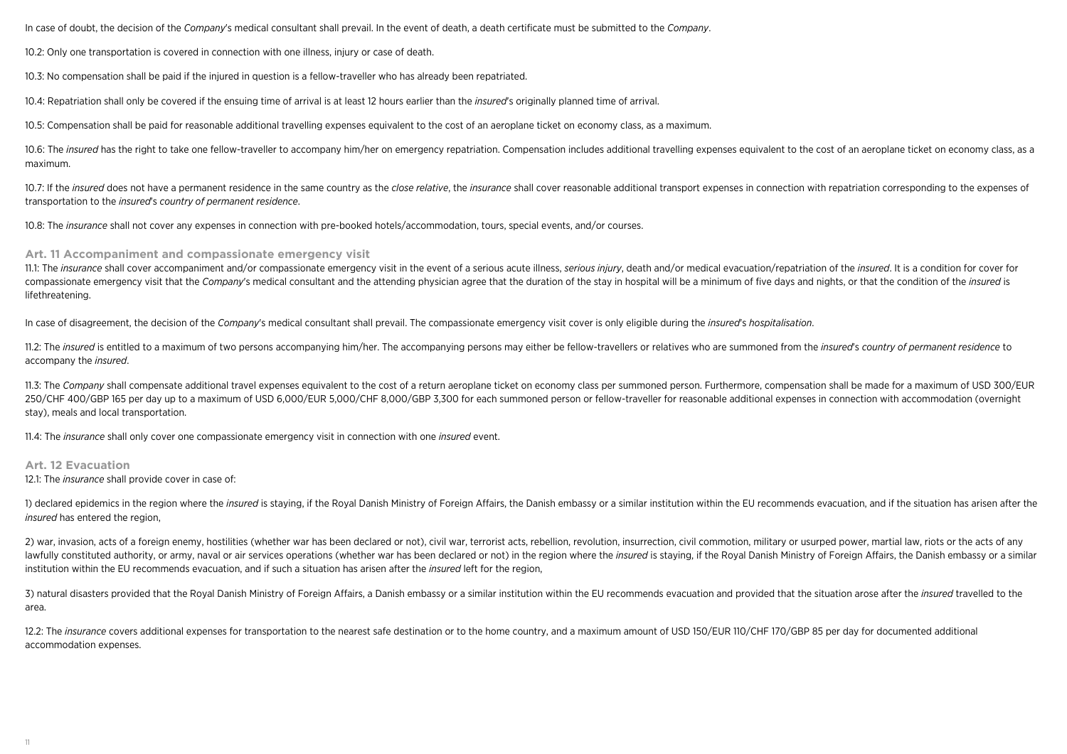In case of doubt, the decision of the *Company*'s medical consultant shall prevail. In the event of death, a death certificate must be submitted to the *Company*.

10.2: Only one transportation is covered in connection with one illness, injury or case of death.

10.3: No compensation shall be paid if the injured in question is a fellow-traveller who has already been repatriated.

10.4: Repatriation shall only be covered if the ensuing time of arrival is at least 12 hours earlier than the *insured*'s originally planned time of arrival.

10.5: Compensation shall be paid for reasonable additional travelling expenses equivalent to the cost of an aeroplane ticket on economy class, as a maximum.

10.6: The *insured* has the right to take one fellow-traveller to accompany him/her on emergency repatriation. Compensation includes additional travelling expenses equivalent to the cost of an aeroplane ticket on economy class, as a maximum.

10.7: If the *insured* does not have a permanent residence in the same country as the *close relative*, the *insurance* shall cover reasonable additional transport expenses in connection with repatriation corresponding to the expenses of transportation to the *insured*'s *country of permanent residence*.

10.8: The *insurance* shall not cover any expenses in connection with pre-booked hotels/accommodation, tours, special events, and/or courses.

## Art. 11 Accompaniment and compassionate emergency visit

11.1: The *insurance* shall cover accompaniment and/or compassionate emergency visit in the event of a serious acute illness, *serious injury*, death and/or medical evacuation/repatriation of the *insured*. It is a condition for cover for compassionate emergency visit that the *Company*'s medical consultant and the attending physician agree that the duration of the stay in hospital will be a minimum of five days and nights, or that the condition of the *insured* is lifethreatening.

In case of disagreement, the decision of the *Company*'s medical consultant shall prevail. The compassionate emergency visit cover is only eligible during the *insured*'s *hospitalisation*.

11.2: The *insured* is entitled to a maximum of two persons accompanying him/her. The accompanying persons may either be fellow-travellers or relatives who are summoned from the *insured*'s *country of permanent residence* to accompany the *insured*.

11.3: The *Company* shall compensate additional travel expenses equivalent to the cost of a return aeroplane ticket on economy class per summoned person. Furthermore, compensation shall be made for a maximum of USD 300/EUR 250/CHF 400/GBP 165 per day up to a maximum of USD 6,000/EUR 5,000/CHF 8,000/GBP 3,300 for each summoned person or fellow-traveller for reasonable additional expenses in connection with accommodation (overnight stay), meals and local transportation.

11.4: The *insurance* shall only cover one compassionate emergency visit in connection with one *insured* event.

## Art. 12 Evacuation

12.1: The *insurance* shall provide cover in case of:

1) declared epidemics in the region where the *insured* is staying, if the Royal Danish Ministry of Foreign Affairs, the Danish embassy or a similar institution within the EU recommends evacuation, and if the situation has arisen after the *insured* has entered the region,

2) war, invasion, acts of a foreign enemy, hostilities (whether war has been declared or not), civil war, terrorist acts, rebellion, revolution, insurrection, civil commotion, military or usurped power, martial law, riots or the acts of any lawfully constituted authority, or army, naval or air services operations (whether war has been declared or not) in the region where the *insured* is staying, if the Royal Danish Ministry of Foreign Affairs, the Danish embassy or a similar institution within the EU recommends evacuation, and if such a situation has arisen after the *insured* left for the region,

3) natural disasters provided that the Royal Danish Ministry of Foreign Affairs, a Danish embassy or a similar institution within the EU recommends evacuation and provided that the situation arose after the *insured* travelled to the area.

12.2: The *insurance* covers additional expenses for transportation to the nearest safe destination or to the home country, and a maximum amount of USD 150/EUR 110/CHF 170/GBP 85 per day for documented additional accommodation expenses.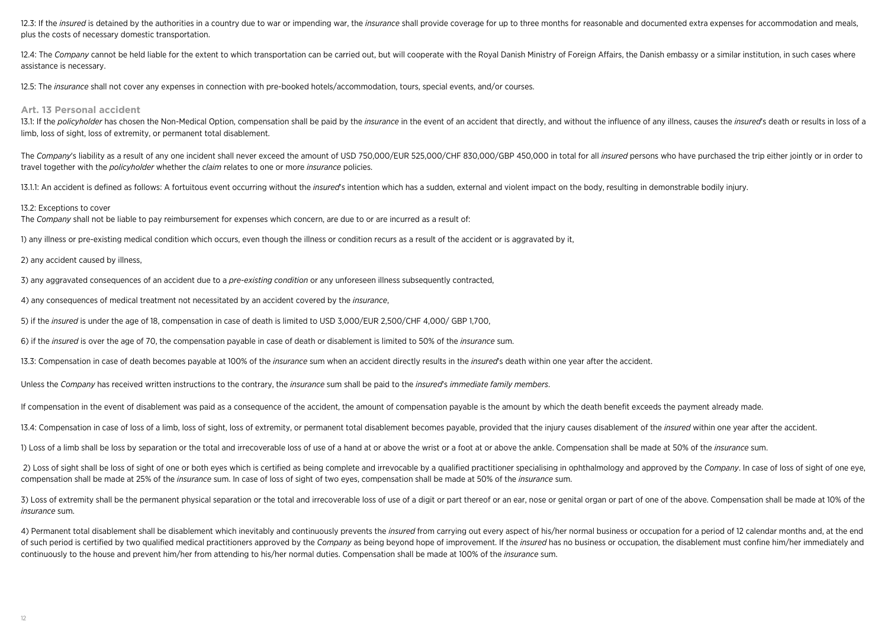12.3: If the *insured* is detained by the authorities in a country due to war or impending war, the *insurance* shall provide coverage for up to three months for reasonable and documented extra expenses for accommodation and meals, plus the costs of necessary domestic transportation.

12.4: The *Company* cannot be held liable for the extent to which transportation can be carried out, but will cooperate with the Royal Danish Ministry of Foreign Affairs, the Danish embassy or a similar institution, in such cases where assistance is necessary.

12.5: The *insurance* shall not cover any expenses in connection with pre-booked hotels/accommodation, tours, special events, and/or courses.

## Art. 13 Personal accident

13.1: If the *policyholder* has chosen the Non-Medical Option, compensation shall be paid by the *insurance* in the event of an accident that directly, and without the influence of any illness, causes the *insured*'s death or results in loss of a limb, loss of sight, loss of extremity, or permanent total disablement.

The *Company*'s liability as a result of any one incident shall never exceed the amount of USD 750,000/EUR 525,000/CHF 830,000/GBP 450,000 in total for all *insured* persons who have purchased the trip either jointly or in order to travel together with the *policyholder* whether the *claim* relates to one or more *insurance* policies.

13.1.1: An accident is defined as follows: A fortuitous event occurring without the *insured*'s intention which has a sudden, external and violent impact on the body, resulting in demonstrable bodily injury.

13.2: Exceptions to cover
The *Company* shall not be liable to pay reimbursement for expenses which concern, are due to or are incurred as a result of:

1) any illness or pre-existing medical condition which occurs, even though the illness or condition recurs as a result of the accident or is aggravated by it,

2) any accident caused by illness,

3) any aggravated consequences of an accident due to a *pre-existing condition* or any unforeseen illness subsequently contracted,

4) any consequences of medical treatment not necessitated by an accident covered by the *insurance*,

5) if the *insured* is under the age of 18, compensation in case of death is limited to USD 3,000/EUR 2,500/CHF 4,000/ GBP 1,700,

6) if the *insured* is over the age of 70, the compensation payable in case of death or disablement is limited to 50% of the *insurance* sum.

13.3: Compensation in case of death becomes payable at 100% of the *insurance* sum when an accident directly results in the *insured*'s death within one year after the accident.

Unless the *Company* has received written instructions to the contrary, the *insurance* sum shall be paid to the *insured*'s *immediate family members*.

If compensation in the event of disablement was paid as a consequence of the accident, the amount of compensation payable is the amount by which the death benefit exceeds the payment already made.

13.4: Compensation in case of loss of a limb, loss of sight, loss of extremity, or permanent total disablement becomes payable, provided that the injury causes disablement of the *insured* within one year after the accident.

1) Loss of a limb shall be loss by separation or the total and irrecoverable loss of use of a hand at or above the wrist or a foot at or above the ankle. Compensation shall be made at 50% of the *insurance* sum.

2) Loss of sight shall be loss of sight of one or both eyes which is certified as being complete and irrevocable by a qualified practitioner specialising in ophthalmology and approved by the *Company*. In case of loss of sight of one eye, compensation shall be made at 25% of the *insurance* sum. In case of loss of sight of two eyes, compensation shall be made at 50% of the *insurance* sum.

3) Loss of extremity shall be the permanent physical separation or the total and irrecoverable loss of use of a digit or part thereof or an ear, nose or genital organ or part of one of the above. Compensation shall be made at 10% of the *insurance* sum.

4) Permanent total disablement shall be disablement which inevitably and continuously prevents the *insured* from carrying out every aspect of his/her normal business or occupation for a period of 12 calendar months and, at the end of such period is certified by two qualified medical practitioners approved by the *Company* as being beyond hope of improvement. If the *insured* has no business or occupation, the disablement must confine him/her immediately and continuously to the house and prevent him/her from attending to his/her normal duties. Compensation shall be made at 100% of the *insurance* sum.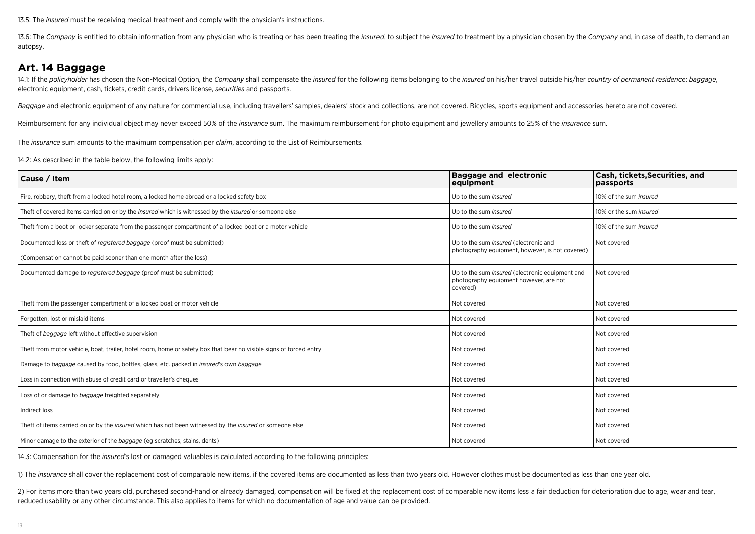13.5: The *insured* must be receiving medical treatment and comply with the physician's instructions.

13.6: The *Company* is entitled to obtain information from any physician who is treating or has been treating the *insured*, to subject the *insured* to treatment by a physician chosen by the *Company* and, in case of death, to demand an autopsy.

## Art. 14 Baggage

14.1: If the *policyholder* has chosen the Non-Medical Option, the *Company* shall compensate the *insured* for the following items belonging to the *insured* on his/her travel outside his/her *country of permanent residence*: *baggage*, electronic equipment, cash, tickets, credit cards, drivers license, *securities* and passports.

*Baggage* and electronic equipment of any nature for commercial use, including travellers' samples, dealers' stock and collections, are not covered. Bicycles, sports equipment and accessories hereto are not covered.

Reimbursement for any individual object may never exceed 50% of the *insurance* sum. The maximum reimbursement for photo equipment and jewellery amounts to 25% of the *insurance* sum.

The *insurance* sum amounts to the maximum compensation per *claim*, according to the List of Reimbursements.

14.2: As described in the table below, the following limits apply:

| Cause / Item | Baggage and electronic equipment | Cash, tickets,Securities, and passports |
|---|---|---|
| Fire, robbery, theft from a locked hotel room, a locked home abroad or a locked safety box | Up to the sum *insured* | 10% of the sum *insured* |
| Theft of covered items carried on or by the *insured* which is witnessed by the *insured* or someone else | Up to the sum *insured* | 10% or the sum *insured* |
| Theft from a boot or locker separate from the passenger compartment of a locked boat or a motor vehicle | Up to the sum *insured* | 10% of the sum *insured* |
| Documented loss or theft of *registered baggage* (proof must be submitted) (Compensation cannot be paid sooner than one month after the loss) | Up to the sum *insured* (electronic and photography equipment, however, is not covered) | Not covered |
| Documented damage to *registered baggage* (proof must be submitted) | Up to the sum *insured* (electronic equipment and photography equipment however, are not covered) | Not covered |
| Theft from the passenger compartment of a locked boat or motor vehicle | Not covered | Not covered |
| Forgotten, lost or mislaid items | Not covered | Not covered |
| Theft of *baggage* left without effective supervision | Not covered | Not covered |
| Theft from motor vehicle, boat, trailer, hotel room, home or safety box that bear no visible signs of forced entry | Not covered | Not covered |
| Damage to *baggage* caused by food, bottles, glass, etc. packed in *insured*'s own *baggage* | Not covered | Not covered |
| Loss in connection with abuse of credit card or traveller's cheques | Not covered | Not covered |
| Loss of or damage to *baggage* freighted separately | Not covered | Not covered |
| Indirect loss | Not covered | Not covered |
| Theft of items carried on or by the *insured* which has not been witnessed by the *insured* or someone else | Not covered | Not covered |
| Minor damage to the exterior of the *baggage* (eg scratches, stains, dents) | Not covered | Not covered |

14.3: Compensation for the *insured*'s lost or damaged valuables is calculated according to the following principles:

1) The *insurance* shall cover the replacement cost of comparable new items, if the covered items are documented as less than two years old. However clothes must be documented as less than one year old.

2) For items more than two years old, purchased second-hand or already damaged, compensation will be fixed at the replacement cost of comparable new items less a fair deduction for deterioration due to age, wear and tear, reduced usability or any other circumstance. This also applies to items for which no documentation of age and value can be provided.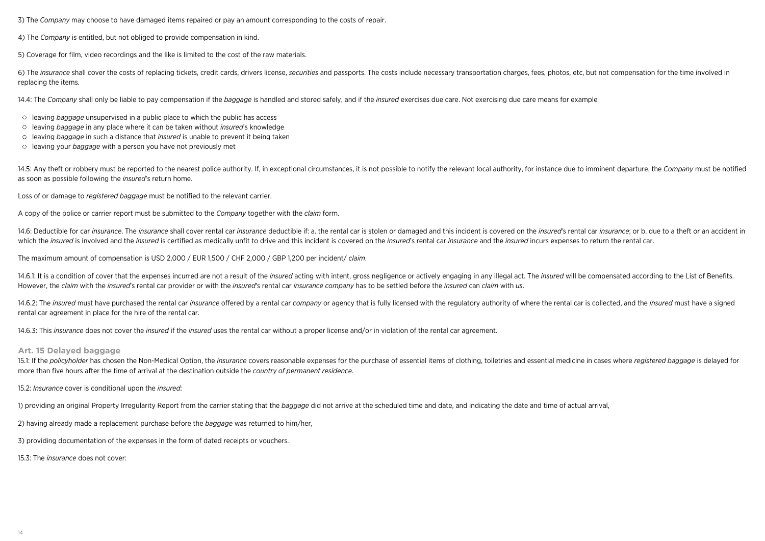3) The *Company* may choose to have damaged items repaired or pay an amount corresponding to the costs of repair.

4) The *Company* is entitled, but not obliged to provide compensation in kind.

5) Coverage for film, video recordings and the like is limited to the cost of the raw materials.

6) The *insurance* shall cover the costs of replacing tickets, credit cards, drivers license, *securities* and passports. The costs include necessary transportation charges, fees, photos, etc, but not compensation for the time involved in replacing the items.

14.4: The *Company* shall only be liable to pay compensation if the *baggage* is handled and stored safely, and if the *insured* exercises due care. Not exercising due care means for example

- leaving *baggage* unsupervised in a public place to which the public has access
- leaving *baggage* in any place where it can be taken without *insured*'s knowledge
- leaving *baggage* in such a distance that *insured* is unable to prevent it being taken
- leaving your *baggage* with a person you have not previously met

14.5: Any theft or robbery must be reported to the nearest police authority. If, in exceptional circumstances, it is not possible to notify the relevant local authority, for instance due to imminent departure, the *Company* must be notified as soon as possible following the *insured*'s return home.

Loss of or damage to *registered baggage* must be notified to the relevant carrier.

A copy of the police or carrier report must be submitted to the *Company* together with the *claim* form.

14.6: Deductible for car *insurance*. The *insurance* shall cover rental car *insurance* deductible if: a. the rental car is stolen or damaged and this incident is covered on the *insured*'s rental car *insurance*; or b. due to a theft or an accident in which the *insured* is involved and the *insured* is certified as medically unfit to drive and this incident is covered on the *insured*'s rental car *insurance* and the *insured* incurs expenses to return the rental car.

The maximum amount of compensation is USD 2,000 / EUR 1,500 / CHF 2,000 / GBP 1,200 per incident/ *claim*.

14.6.1: It is a condition of cover that the expenses incurred are not a result of the *insured* acting with intent, gross negligence or actively engaging in any illegal act. The *insured* will be compensated according to the List of Benefits. However, the *claim* with the *insured*'s rental car provider or with the *insured*'s rental car *insurance company* has to be settled before the *insured* can *claim* with *us*.

14.6.2: The *insured* must have purchased the rental car *insurance* offered by a rental car *company* or agency that is fully licensed with the regulatory authority of where the rental car is collected, and the *insured* must have a signed rental car agreement in place for the hire of the rental car.

14.6.3: This *insurance* does not cover the *insured* if the *insured* uses the rental car without a proper license and/or in violation of the rental car agreement.

## Art. 15 Delayed baggage

15.1: If the *policyholder* has chosen the Non-Medical Option, the *insurance* covers reasonable expenses for the purchase of essential items of clothing, toiletries and essential medicine in cases where *registered baggage* is delayed for more than five hours after the time of arrival at the destination outside the *country of permanent residence*.

15.2: *Insurance* cover is conditional upon the *insured*:

1) providing an original Property Irregularity Report from the carrier stating that the *baggage* did not arrive at the scheduled time and date, and indicating the date and time of actual arrival,

2) having already made a replacement purchase before the *baggage* was returned to him/her,

3) providing documentation of the expenses in the form of dated receipts or vouchers.

15.3: The *insurance* does not cover: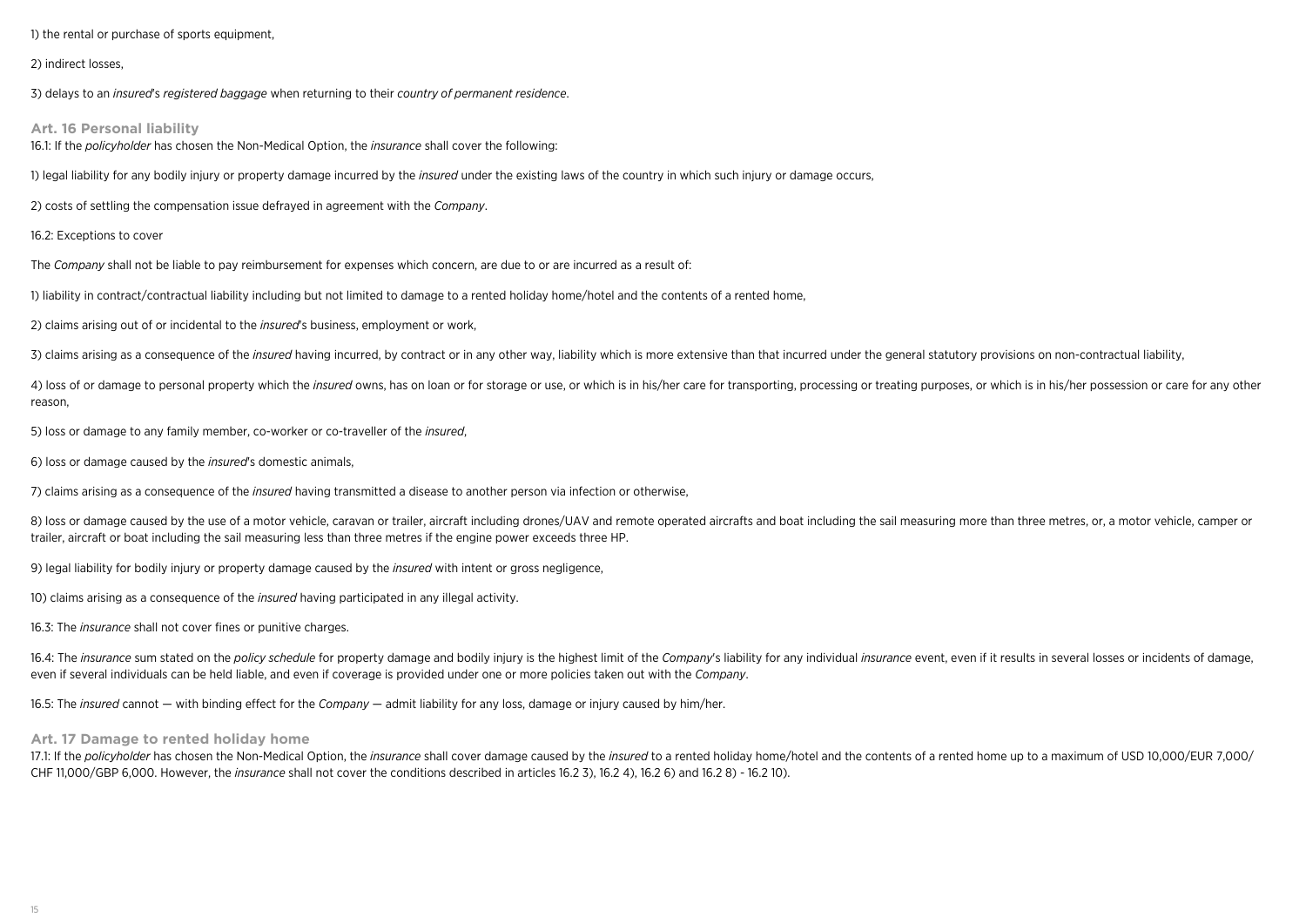1) the rental or purchase of sports equipment,

2) indirect losses,

3) delays to an *insured*'s *registered baggage* when returning to their *country of permanent residence*.

### Art. 16 Personal liability

16.1: If the *policyholder* has chosen the Non-Medical Option, the *insurance* shall cover the following:

1) legal liability for any bodily injury or property damage incurred by the *insured* under the existing laws of the country in which such injury or damage occurs,

2) costs of settling the compensation issue defrayed in agreement with the *Company*.

16.2: Exceptions to cover

The *Company* shall not be liable to pay reimbursement for expenses which concern, are due to or are incurred as a result of:

1) liability in contract/contractual liability including but not limited to damage to a rented holiday home/hotel and the contents of a rented home,

2) claims arising out of or incidental to the *insured*'s business, employment or work,

3) claims arising as a consequence of the *insured* having incurred, by contract or in any other way, liability which is more extensive than that incurred under the general statutory provisions on non-contractual liability,

4) loss of or damage to personal property which the *insured* owns, has on loan or for storage or use, or which is in his/her care for transporting, processing or treating purposes, or which is in his/her possession or care for any other reason,

5) loss or damage to any family member, co-worker or co-traveller of the *insured*,

6) loss or damage caused by the *insured*'s domestic animals,

7) claims arising as a consequence of the *insured* having transmitted a disease to another person via infection or otherwise,

8) loss or damage caused by the use of a motor vehicle, caravan or trailer, aircraft including drones/UAV and remote operated aircrafts and boat including the sail measuring more than three metres, or, a motor vehicle, camper or trailer, aircraft or boat including the sail measuring less than three metres if the engine power exceeds three HP.

9) legal liability for bodily injury or property damage caused by the *insured* with intent or gross negligence,

10) claims arising as a consequence of the *insured* having participated in any illegal activity.

16.3: The *insurance* shall not cover fines or punitive charges.

16.4: The *insurance* sum stated on the *policy schedule* for property damage and bodily injury is the highest limit of the *Company*'s liability for any individual *insurance* event, even if it results in several losses or incidents of damage, even if several individuals can be held liable, and even if coverage is provided under one or more policies taken out with the *Company*.

16.5: The *insured* cannot — with binding effect for the *Company* — admit liability for any loss, damage or injury caused by him/her.

### Art. 17 Damage to rented holiday home

17.1: If the *policyholder* has chosen the Non-Medical Option, the *insurance* shall cover damage caused by the *insured* to a rented holiday home/hotel and the contents of a rented home up to a maximum of USD 10,000/EUR 7,000/ CHF 11,000/GBP 6,000. However, the *insurance* shall not cover the conditions described in articles 16.2 3), 16.2 4), 16.2 6) and 16.2 8) - 16.2 10).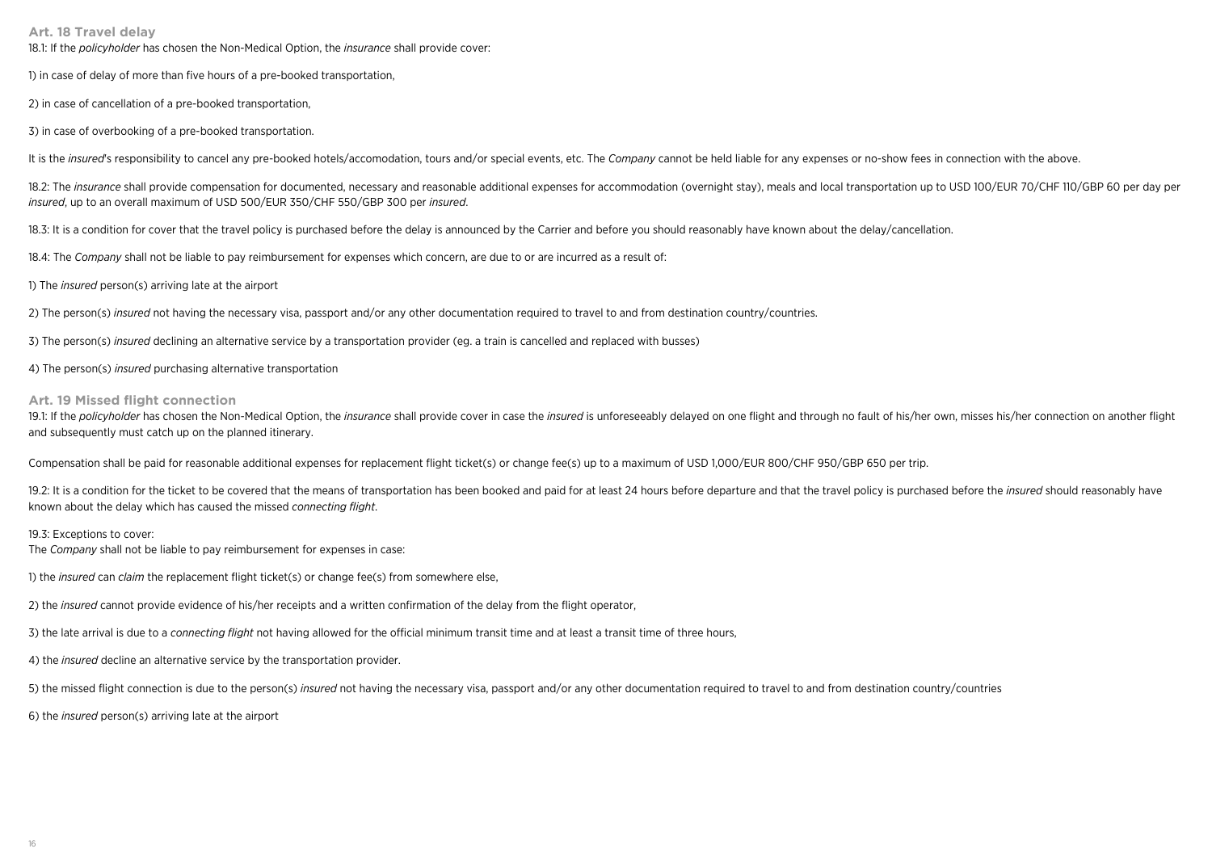### Art. 18 Travel delay

18.1: If the *policyholder* has chosen the Non-Medical Option, the *insurance* shall provide cover:

1) in case of delay of more than five hours of a pre-booked transportation,

2) in case of cancellation of a pre-booked transportation,

3) in case of overbooking of a pre-booked transportation.

It is the *insured*'s responsibility to cancel any pre-booked hotels/accomodation, tours and/or special events, etc. The *Company* cannot be held liable for any expenses or no-show fees in connection with the above.

18.2: The *insurance* shall provide compensation for documented, necessary and reasonable additional expenses for accommodation (overnight stay), meals and local transportation up to USD 100/EUR 70/CHF 110/GBP 60 per day per *insured*, up to an overall maximum of USD 500/EUR 350/CHF 550/GBP 300 per *insured*.

18.3: It is a condition for cover that the travel policy is purchased before the delay is announced by the Carrier and before you should reasonably have known about the delay/cancellation.

18.4: The *Company* shall not be liable to pay reimbursement for expenses which concern, are due to or are incurred as a result of:

1) The *insured* person(s) arriving late at the airport

2) The person(s) *insured* not having the necessary visa, passport and/or any other documentation required to travel to and from destination country/countries.

3) The person(s) *insured* declining an alternative service by a transportation provider (eg. a train is cancelled and replaced with busses)

4) The person(s) *insured* purchasing alternative transportation

### Art. 19 Missed flight connection

19.1: If the *policyholder* has chosen the Non-Medical Option, the *insurance* shall provide cover in case the *insured* is unforeseeably delayed on one flight and through no fault of his/her own, misses his/her connection on another flight and subsequently must catch up on the planned itinerary.

Compensation shall be paid for reasonable additional expenses for replacement flight ticket(s) or change fee(s) up to a maximum of USD 1,000/EUR 800/CHF 950/GBP 650 per trip.

19.2: It is a condition for the ticket to be covered that the means of transportation has been booked and paid for at least 24 hours before departure and that the travel policy is purchased before the *insured* should reasonably have known about the delay which has caused the missed *connecting flight*.

19.3: Exceptions to cover:
The *Company* shall not be liable to pay reimbursement for expenses in case:

1) the *insured* can *claim* the replacement flight ticket(s) or change fee(s) from somewhere else,

2) the *insured* cannot provide evidence of his/her receipts and a written confirmation of the delay from the flight operator,

3) the late arrival is due to a *connecting flight* not having allowed for the official minimum transit time and at least a transit time of three hours,

4) the *insured* decline an alternative service by the transportation provider.

5) the missed flight connection is due to the person(s) *insured* not having the necessary visa, passport and/or any other documentation required to travel to and from destination country/countries

6) the *insured* person(s) arriving late at the airport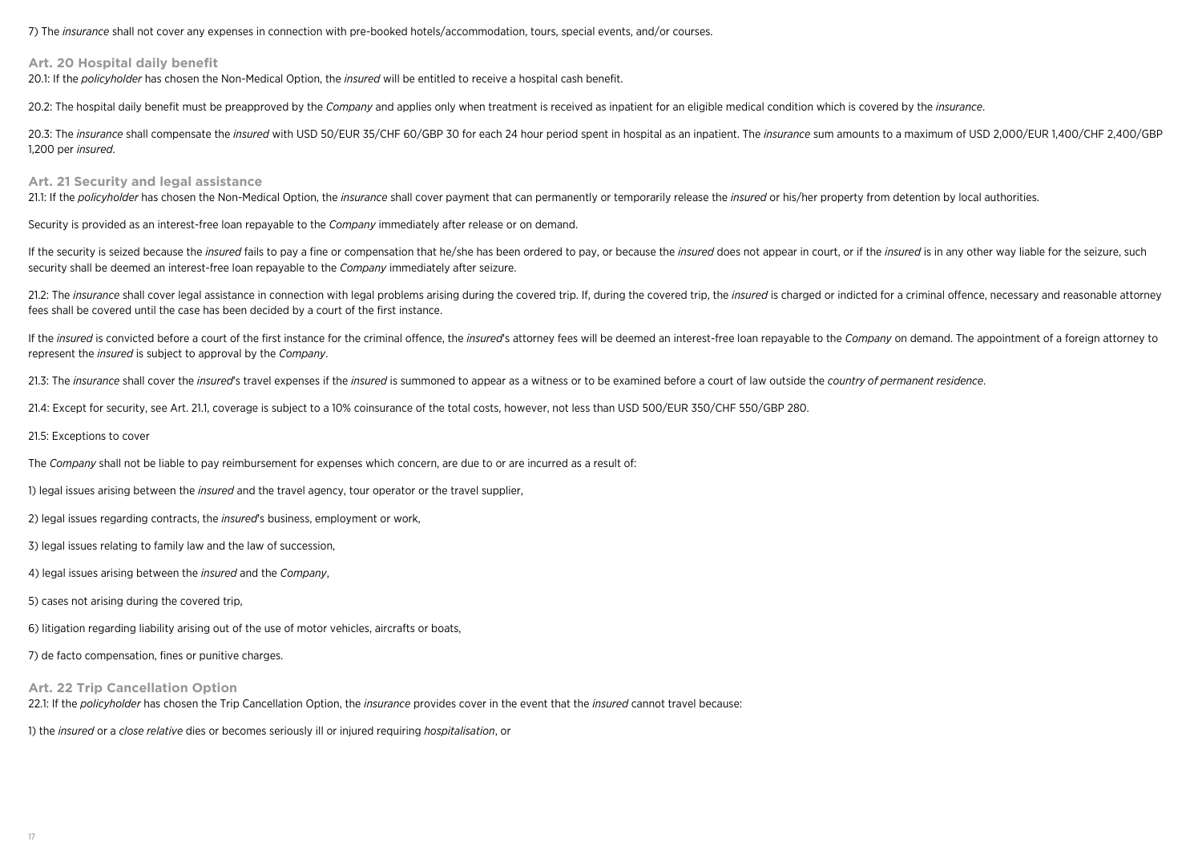7) The *insurance* shall not cover any expenses in connection with pre-booked hotels/accommodation, tours, special events, and/or courses.

### Art. 20 Hospital daily benefit

20.1: If the *policyholder* has chosen the Non-Medical Option, the *insured* will be entitled to receive a hospital cash benefit.

20.2: The hospital daily benefit must be preapproved by the *Company* and applies only when treatment is received as inpatient for an eligible medical condition which is covered by the *insurance*.

20.3: The *insurance* shall compensate the *insured* with USD 50/EUR 35/CHF 60/GBP 30 for each 24 hour period spent in hospital as an inpatient. The *insurance* sum amounts to a maximum of USD 2,000/EUR 1,400/CHF 2,400/GBP 1,200 per *insured*.

### Art. 21 Security and legal assistance

21.1: If the *policyholder* has chosen the Non-Medical Option, the *insurance* shall cover payment that can permanently or temporarily release the *insured* or his/her property from detention by local authorities.

Security is provided as an interest-free loan repayable to the *Company* immediately after release or on demand.

If the security is seized because the *insured* fails to pay a fine or compensation that he/she has been ordered to pay, or because the *insured* does not appear in court, or if the *insured* is in any other way liable for the seizure, such security shall be deemed an interest-free loan repayable to the *Company* immediately after seizure.

21.2: The *insurance* shall cover legal assistance in connection with legal problems arising during the covered trip. If, during the covered trip, the *insured* is charged or indicted for a criminal offence, necessary and reasonable attorney fees shall be covered until the case has been decided by a court of the first instance.

If the *insured* is convicted before a court of the first instance for the criminal offence, the *insured*'s attorney fees will be deemed an interest-free loan repayable to the *Company* on demand. The appointment of a foreign attorney to represent the *insured* is subject to approval by the *Company*.

21.3: The *insurance* shall cover the *insured*'s travel expenses if the *insured* is summoned to appear as a witness or to be examined before a court of law outside the *country of permanent residence*.

21.4: Except for security, see Art. 21.1, coverage is subject to a 10% coinsurance of the total costs, however, not less than USD 500/EUR 350/CHF 550/GBP 280.

21.5: Exceptions to cover

The *Company* shall not be liable to pay reimbursement for expenses which concern, are due to or are incurred as a result of:

1) legal issues arising between the *insured* and the travel agency, tour operator or the travel supplier,

2) legal issues regarding contracts, the *insured*'s business, employment or work,

3) legal issues relating to family law and the law of succession,

4) legal issues arising between the *insured* and the *Company*,

5) cases not arising during the covered trip,

6) litigation regarding liability arising out of the use of motor vehicles, aircrafts or boats,

7) de facto compensation, fines or punitive charges.

### Art. 22 Trip Cancellation Option

22.1: If the *policyholder* has chosen the Trip Cancellation Option, the *insurance* provides cover in the event that the *insured* cannot travel because:

1) the *insured* or a *close relative* dies or becomes seriously ill or injured requiring *hospitalisation*, or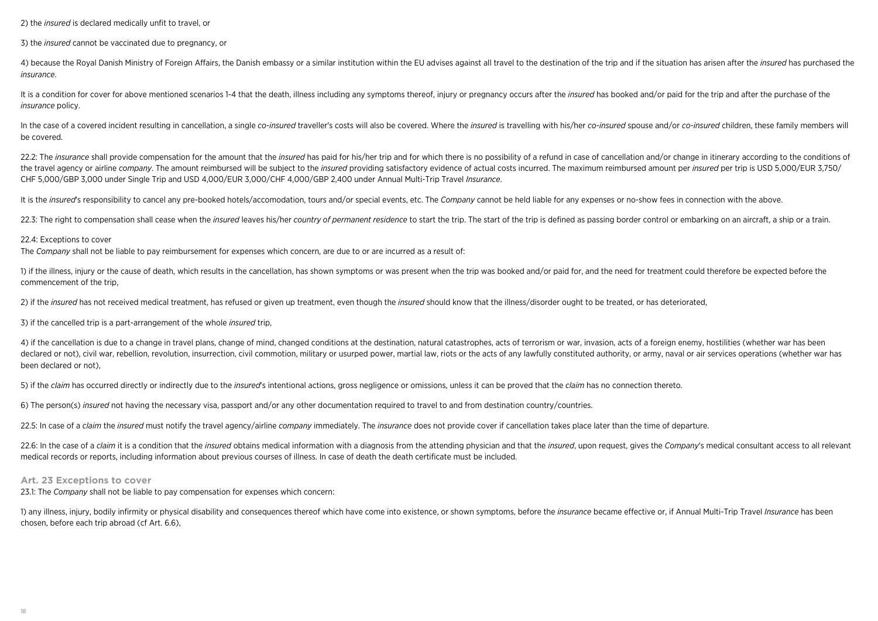2) the *insured* is declared medically unfit to travel, or

3) the *insured* cannot be vaccinated due to pregnancy, or

4) because the Royal Danish Ministry of Foreign Affairs, the Danish embassy or a similar institution within the EU advises against all travel to the destination of the trip and if the situation has arisen after the *insured* has purchased the *insurance*.

It is a condition for cover for above mentioned scenarios 1-4 that the death, illness including any symptoms thereof, injury or pregnancy occurs after the *insured* has booked and/or paid for the trip and after the purchase of the *insurance* policy.

In the case of a covered incident resulting in cancellation, a single *co-insured* traveller's costs will also be covered. Where the *insured* is travelling with his/her *co-insured* spouse and/or *co-insured* children, these family members will be covered.

22.2: The *insurance* shall provide compensation for the amount that the *insured* has paid for his/her trip and for which there is no possibility of a refund in case of cancellation and/or change in itinerary according to the conditions of the travel agency or airline *company*. The amount reimbursed will be subject to the *insured* providing satisfactory evidence of actual costs incurred. The maximum reimbursed amount per *insured* per trip is USD 5,000/EUR 3,750/ CHF 5,000/GBP 3,000 under Single Trip and USD 4,000/EUR 3,000/CHF 4,000/GBP 2,400 under Annual Multi-Trip Travel *Insurance*.

It is the *insured*'s responsibility to cancel any pre-booked hotels/accomodation, tours and/or special events, etc. The *Company* cannot be held liable for any expenses or no-show fees in connection with the above.

22.3: The right to compensation shall cease when the *insured* leaves his/her *country of permanent residence* to start the trip. The start of the trip is defined as passing border control or embarking on an aircraft, a ship or a train.

22.4: Exceptions to cover
The *Company* shall not be liable to pay reimbursement for expenses which concern, are due to or are incurred as a result of:

1) if the illness, injury or the cause of death, which results in the cancellation, has shown symptoms or was present when the trip was booked and/or paid for, and the need for treatment could therefore be expected before the commencement of the trip,

2) if the *insured* has not received medical treatment, has refused or given up treatment, even though the *insured* should know that the illness/disorder ought to be treated, or has deteriorated,

3) if the cancelled trip is a part-arrangement of the whole *insured* trip,

4) if the cancellation is due to a change in travel plans, change of mind, changed conditions at the destination, natural catastrophes, acts of terrorism or war, invasion, acts of a foreign enemy, hostilities (whether war has been declared or not), civil war, rebellion, revolution, insurrection, civil commotion, military or usurped power, martial law, riots or the acts of any lawfully constituted authority, or army, naval or air services operations (whether war has been declared or not),

5) if the *claim* has occurred directly or indirectly due to the *insured*'s intentional actions, gross negligence or omissions, unless it can be proved that the *claim* has no connection thereto.

6) The person(s) *insured* not having the necessary visa, passport and/or any other documentation required to travel to and from destination country/countries.

22.5: In case of a *claim* the *insured* must notify the travel agency/airline *company* immediately. The *insurance* does not provide cover if cancellation takes place later than the time of departure.

22.6: In the case of a *claim* it is a condition that the *insured* obtains medical information with a diagnosis from the attending physician and that the *insured*, upon request, gives the *Company*'s medical consultant access to all relevant medical records or reports, including information about previous courses of illness. In case of death the death certificate must be included.

## Art. 23 Exceptions to cover

23.1: The *Company* shall not be liable to pay compensation for expenses which concern:

1) any illness, injury, bodily infirmity or physical disability and consequences thereof which have come into existence, or shown symptoms, before the *insurance* became effective or, if Annual Multi-Trip Travel *Insurance* has been chosen, before each trip abroad (cf Art. 6.6),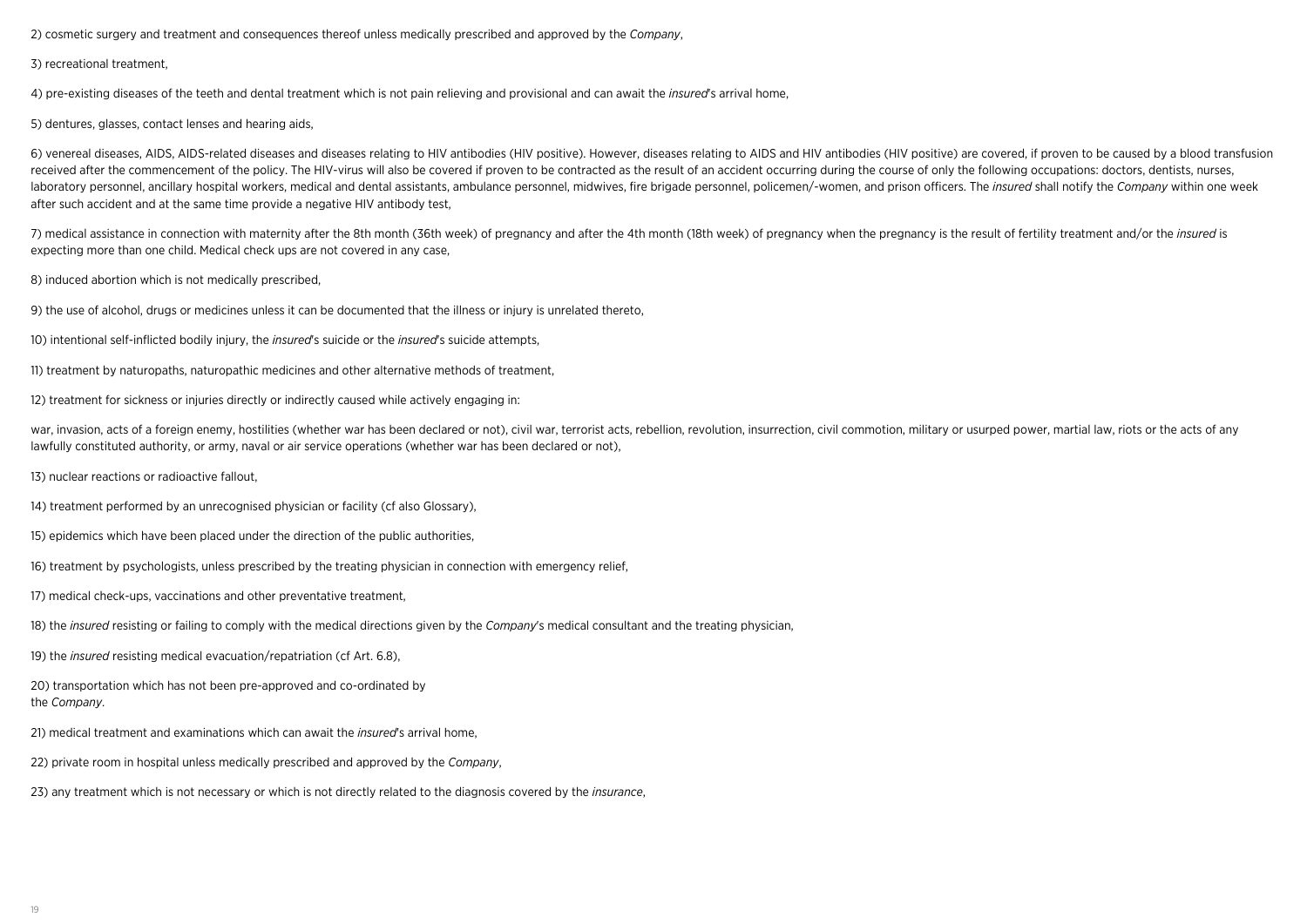2) cosmetic surgery and treatment and consequences thereof unless medically prescribed and approved by the *Company*,

3) recreational treatment,

4) pre-existing diseases of the teeth and dental treatment which is not pain relieving and provisional and can await the *insured*'s arrival home,

5) dentures, glasses, contact lenses and hearing aids,

6) venereal diseases, AIDS, AIDS-related diseases and diseases relating to HIV antibodies (HIV positive). However, diseases relating to AIDS and HIV antibodies (HIV positive) are covered, if proven to be caused by a blood transfusion received after the commencement of the policy. The HIV-virus will also be covered if proven to be contracted as the result of an accident occurring during the course of only the following occupations: doctors, dentists, nurses, laboratory personnel, ancillary hospital workers, medical and dental assistants, ambulance personnel, midwives, fire brigade personnel, policemen/-women, and prison officers. The *insured* shall notify the *Company* within one week after such accident and at the same time provide a negative HIV antibody test,

7) medical assistance in connection with maternity after the 8th month (36th week) of pregnancy and after the 4th month (18th week) of pregnancy when the pregnancy is the result of fertility treatment and/or the *insured* is expecting more than one child. Medical check ups are not covered in any case,

8) induced abortion which is not medically prescribed,

9) the use of alcohol, drugs or medicines unless it can be documented that the illness or injury is unrelated thereto,

10) intentional self-inflicted bodily injury, the *insured*'s suicide or the *insured*'s suicide attempts,

11) treatment by naturopaths, naturopathic medicines and other alternative methods of treatment,

12) treatment for sickness or injuries directly or indirectly caused while actively engaging in:

war, invasion, acts of a foreign enemy, hostilities (whether war has been declared or not), civil war, terrorist acts, rebellion, revolution, insurrection, civil commotion, military or usurped power, martial law, riots or the acts of any lawfully constituted authority, or army, naval or air service operations (whether war has been declared or not),

13) nuclear reactions or radioactive fallout,

14) treatment performed by an unrecognised physician or facility (cf also Glossary),

15) epidemics which have been placed under the direction of the public authorities,

16) treatment by psychologists, unless prescribed by the treating physician in connection with emergency relief,

17) medical check-ups, vaccinations and other preventative treatment,

18) the *insured* resisting or failing to comply with the medical directions given by the *Company*'s medical consultant and the treating physician,

19) the *insured* resisting medical evacuation/repatriation (cf Art. 6.8),

20) transportation which has not been pre-approved and co-ordinated by the *Company*.

21) medical treatment and examinations which can await the *insured*'s arrival home,

22) private room in hospital unless medically prescribed and approved by the *Company*,

23) any treatment which is not necessary or which is not directly related to the diagnosis covered by the *insurance*,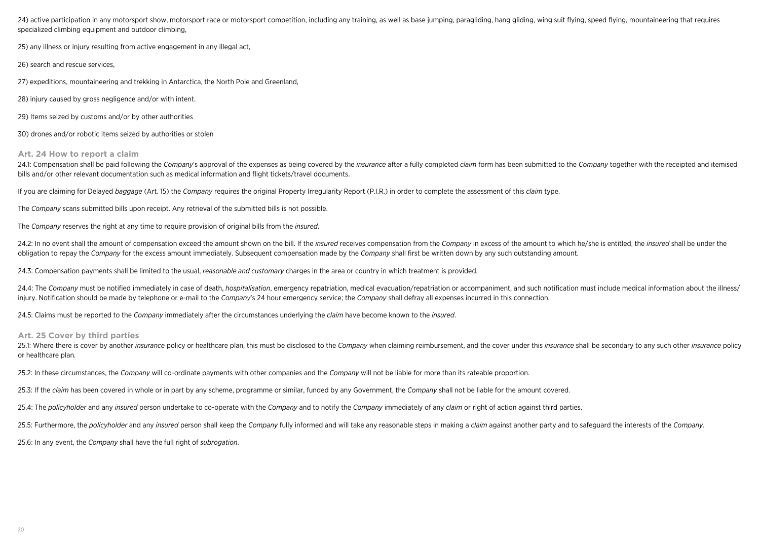24) active participation in any motorsport show, motorsport race or motorsport competition, including any training, as well as base jumping, paragliding, hang gliding, wing suit flying, speed flying, mountaineering that requires specialized climbing equipment and outdoor climbing,

25) any illness or injury resulting from active engagement in any illegal act,

26) search and rescue services,

27) expeditions, mountaineering and trekking in Antarctica, the North Pole and Greenland,

28) injury caused by gross negligence and/or with intent.

29) Items seized by customs and/or by other authorities

30) drones and/or robotic items seized by authorities or stolen

### Art. 24 How to report a claim

24.1: Compensation shall be paid following the *Company*'s approval of the expenses as being covered by the *insurance* after a fully completed *claim* form has been submitted to the *Company* together with the receipted and itemised bills and/or other relevant documentation such as medical information and flight tickets/travel documents.

If you are claiming for Delayed *baggage* (Art. 15) the *Company* requires the original Property Irregularity Report (P.I.R.) in order to complete the assessment of this *claim* type.

The *Company* scans submitted bills upon receipt. Any retrieval of the submitted bills is not possible.

The *Company* reserves the right at any time to require provision of original bills from the *insured*.

24.2: In no event shall the amount of compensation exceed the amount shown on the bill. If the *insured* receives compensation from the *Company* in excess of the amount to which he/she is entitled, the *insured* shall be under the obligation to repay the *Company* for the excess amount immediately. Subsequent compensation made by the *Company* shall first be written down by any such outstanding amount.

24.3: Compensation payments shall be limited to the usual, *reasonable and customary* charges in the area or country in which treatment is provided.

24.4: The *Company* must be notified immediately in case of death, *hospitalisation*, emergency repatriation, medical evacuation/repatriation or accompaniment, and such notification must include medical information about the illness/injury. Notification should be made by telephone or e-mail to the *Company*'s 24 hour emergency service; the *Company* shall defray all expenses incurred in this connection.

24.5: Claims must be reported to the *Company* immediately after the circumstances underlying the *claim* have become known to the *insured*.

### Art. 25 Cover by third parties

25.1: Where there is cover by another *insurance* policy or healthcare plan, this must be disclosed to the *Company* when claiming reimbursement, and the cover under this *insurance* shall be secondary to any such other *insurance* policy or healthcare plan.

25.2: In these circumstances, the *Company* will co-ordinate payments with other companies and the *Company* will not be liable for more than its rateable proportion.

25.3: If the *claim* has been covered in whole or in part by any scheme, programme or similar, funded by any Government, the *Company* shall not be liable for the amount covered.

25.4: The *policyholder* and any *insured* person undertake to co-operate with the *Company* and to notify the *Company* immediately of any *claim* or right of action against third parties.

25.5: Furthermore, the *policyholder* and any *insured* person shall keep the *Company* fully informed and will take any reasonable steps in making a *claim* against another party and to safeguard the interests of the *Company*.

25.6: In any event, the *Company* shall have the full right of *subrogation*.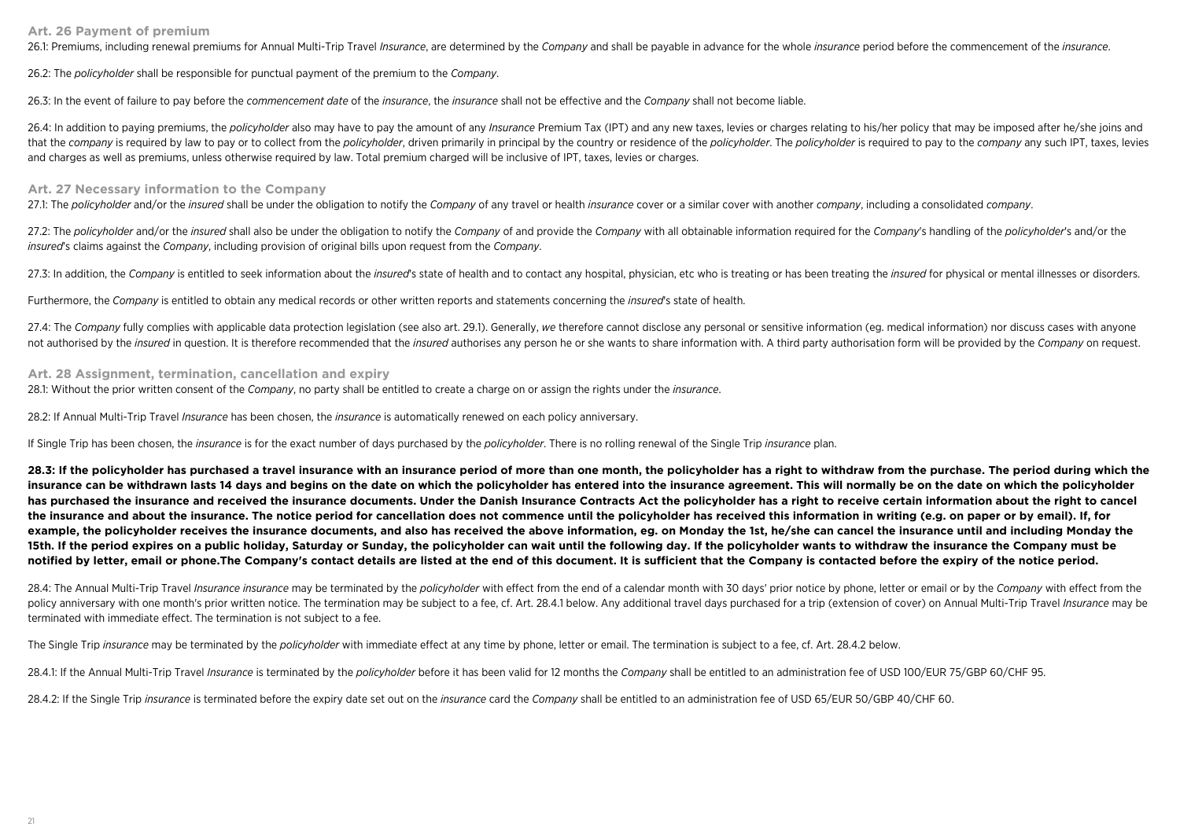## Art. 26 Payment of premium

26.1: Premiums, including renewal premiums for Annual Multi-Trip Travel *Insurance*, are determined by the *Company* and shall be payable in advance for the whole *insurance* period before the commencement of the *insurance*.

26.2: The *policyholder* shall be responsible for punctual payment of the premium to the *Company*.

26.3: In the event of failure to pay before the *commencement date* of the *insurance*, the *insurance* shall not be effective and the *Company* shall not become liable.

26.4: In addition to paying premiums, the *policyholder* also may have to pay the amount of any *Insurance* Premium Tax (IPT) and any new taxes, levies or charges relating to his/her policy that may be imposed after he/she joins and that the *company* is required by law to pay or to collect from the *policyholder*, driven primarily in principal by the country or residence of the *policyholder*. The *policyholder* is required to pay to the *company* any such IPT, taxes, levies and charges as well as premiums, unless otherwise required by law. Total premium charged will be inclusive of IPT, taxes, levies or charges.

## Art. 27 Necessary information to the Company

27.1: The *policyholder* and/or the *insured* shall be under the obligation to notify the *Company* of any travel or health *insurance* cover or a similar cover with another *company*, including a consolidated *company*.

27.2: The *policyholder* and/or the *insured* shall also be under the obligation to notify the *Company* of and provide the *Company* with all obtainable information required for the *Company*'s handling of the *policyholder*'s and/or the *insured*'s claims against the *Company*, including provision of original bills upon request from the *Company*.

27.3: In addition, the *Company* is entitled to seek information about the *insured*'s state of health and to contact any hospital, physician, etc who is treating or has been treating the *insured* for physical or mental illnesses or disorders.

Furthermore, the *Company* is entitled to obtain any medical records or other written reports and statements concerning the *insured*'s state of health.

27.4: The *Company* fully complies with applicable data protection legislation (see also art. 29.1). Generally, *we* therefore cannot disclose any personal or sensitive information (eg. medical information) nor discuss cases with anyone not authorised by the *insured* in question. It is therefore recommended that the *insured* authorises any person he or she wants to share information with. A third party authorisation form will be provided by the *Company* on request.

## Art. 28 Assignment, termination, cancellation and expiry

28.1: Without the prior written consent of the *Company*, no party shall be entitled to create a charge on or assign the rights under the *insurance*.

28.2: If Annual Multi-Trip Travel *Insurance* has been chosen, the *insurance* is automatically renewed on each policy anniversary.

If Single Trip has been chosen, the *insurance* is for the exact number of days purchased by the *policyholder*. There is no rolling renewal of the Single Trip *insurance* plan.

**28.3: If the policyholder has purchased a travel insurance with an insurance period of more than one month, the policyholder has a right to withdraw from the purchase. The period during which the insurance can be withdrawn lasts 14 days and begins on the date on which the policyholder has entered into the insurance agreement. This will normally be on the date on which the policyholder has purchased the insurance and received the insurance documents. Under the Danish Insurance Contracts Act the policyholder has a right to receive certain information about the right to cancel the insurance and about the insurance. The notice period for cancellation does not commence until the policyholder has received this information in writing (e.g. on paper or by email). If, for example, the policyholder receives the insurance documents, and also has received the above information, eg. on Monday the 1st, he/she can cancel the insurance until and including Monday the 15th. If the period expires on a public holiday, Saturday or Sunday, the policyholder can wait until the following day. If the policyholder wants to withdraw the insurance the Company must be notified by letter, email or phone.The Company's contact details are listed at the end of this document. It is sufficient that the Company is contacted before the expiry of the notice period.**

28.4: The Annual Multi-Trip Travel *Insurance insurance* may be terminated by the *policyholder* with effect from the end of a calendar month with 30 days' prior notice by phone, letter or email or by the *Company* with effect from the policy anniversary with one month's prior written notice. The termination may be subject to a fee, cf. Art. 28.4.1 below. Any additional travel days purchased for a trip (extension of cover) on Annual Multi-Trip Travel *Insurance* may be terminated with immediate effect. The termination is not subject to a fee.

The Single Trip *insurance* may be terminated by the *policyholder* with immediate effect at any time by phone, letter or email. The termination is subject to a fee, cf. Art. 28.4.2 below.

28.4.1: If the Annual Multi-Trip Travel *Insurance* is terminated by the *policyholder* before it has been valid for 12 months the *Company* shall be entitled to an administration fee of USD 100/EUR 75/GBP 60/CHF 95.

28.4.2: If the Single Trip *insurance* is terminated before the expiry date set out on the *insurance* card the *Company* shall be entitled to an administration fee of USD 65/EUR 50/GBP 40/CHF 60.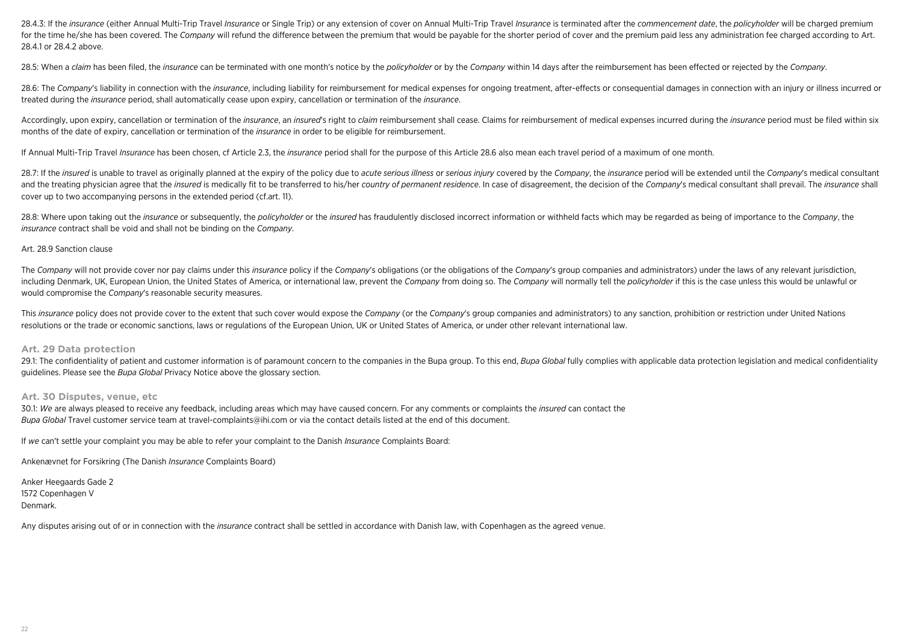28.4.3: If the *insurance* (either Annual Multi-Trip Travel *Insurance* or Single Trip) or any extension of cover on Annual Multi-Trip Travel *Insurance* is terminated after the *commencement date*, the *policyholder* will be charged premium for the time he/she has been covered. The *Company* will refund the difference between the premium that would be payable for the shorter period of cover and the premium paid less any administration fee charged according to Art. 28.4.1 or 28.4.2 above.

28.5: When a *claim* has been filed, the *insurance* can be terminated with one month's notice by the *policyholder* or by the *Company* within 14 days after the reimbursement has been effected or rejected by the *Company*.

28.6: The *Company*'s liability in connection with the *insurance*, including liability for reimbursement for medical expenses for ongoing treatment, after-effects or consequential damages in connection with an injury or illness incurred or treated during the *insurance* period, shall automatically cease upon expiry, cancellation or termination of the *insurance*.

Accordingly, upon expiry, cancellation or termination of the *insurance*, an *insured*'s right to *claim* reimbursement shall cease. Claims for reimbursement of medical expenses incurred during the *insurance* period must be filed within six months of the date of expiry, cancellation or termination of the *insurance* in order to be eligible for reimbursement.

If Annual Multi-Trip Travel *Insurance* has been chosen, cf Article 2.3, the *insurance* period shall for the purpose of this Article 28.6 also mean each travel period of a maximum of one month.

28.7: If the *insured* is unable to travel as originally planned at the expiry of the policy due to *acute serious illness* or *serious injury* covered by the *Company*, the *insurance* period will be extended until the *Company*'s medical consultant and the treating physician agree that the *insured* is medically fit to be transferred to his/her *country of permanent residence*. In case of disagreement, the decision of the *Company*'s medical consultant shall prevail. The *insurance* shall cover up to two accompanying persons in the extended period (cf.art. 11).

28.8: Where upon taking out the *insurance* or subsequently, the *policyholder* or the *insured* has fraudulently disclosed incorrect information or withheld facts which may be regarded as being of importance to the *Company*, the *insurance* contract shall be void and shall not be binding on the *Company*.

Art. 28.9 Sanction clause

The *Company* will not provide cover nor pay claims under this *insurance* policy if the *Company*'s obligations (or the obligations of the *Company*'s group companies and administrators) under the laws of any relevant jurisdiction, including Denmark, UK, European Union, the United States of America, or international law, prevent the *Company* from doing so. The *Company* will normally tell the *policyholder* if this is the case unless this would be unlawful or would compromise the *Company*'s reasonable security measures.

This *insurance* policy does not provide cover to the extent that such cover would expose the *Company* (or the *Company*'s group companies and administrators) to any sanction, prohibition or restriction under United Nations resolutions or the trade or economic sanctions, laws or regulations of the European Union, UK or United States of America, or under other relevant international law.

## Art. 29 Data protection

29.1: The confidentiality of patient and customer information is of paramount concern to the companies in the Bupa group. To this end, *Bupa Global* fully complies with applicable data protection legislation and medical confidentiality guidelines. Please see the *Bupa Global* Privacy Notice above the glossary section.

## Art. 30 Disputes, venue, etc

30.1: *We* are always pleased to receive any feedback, including areas which may have caused concern. For any comments or complaints the *insured* can contact the *Bupa Global* Travel customer service team at travel-complaints@ihi.com or via the contact details listed at the end of this document.

If *we* can't settle your complaint you may be able to refer your complaint to the Danish *Insurance* Complaints Board:

Ankenævnet for Forsikring (The Danish *Insurance* Complaints Board)

Anker Heegaards Gade 2
1572 Copenhagen V
Denmark.

Any disputes arising out of or in connection with the *insurance* contract shall be settled in accordance with Danish law, with Copenhagen as the agreed venue.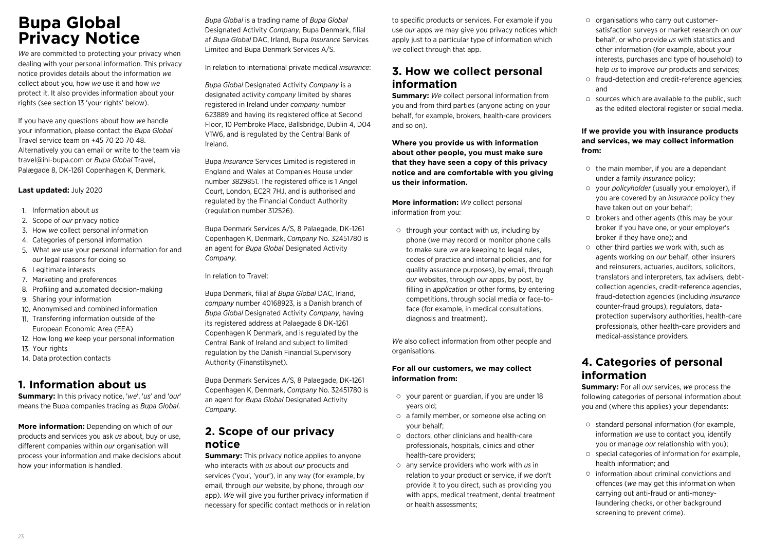# Bupa Global Privacy Notice

*We* are committed to protecting your privacy when dealing with your personal information. This privacy notice provides details about the information *we* collect about you, how *we* use it and how *we* protect it. It also provides information about your rights (see section 13 'your rights' below).

If you have any questions about how *we* handle your information, please contact the *Bupa Global* Travel service team on +45 70 20 70 48. Alternatively you can email or write to the team via travel@ihi-bupa.com or *Bupa Global* Travel, Palægade 8, DK-1261 Copenhagen K, Denmark.

**Last updated:** July 2020

1. Information about *us*
2. Scope of *our* privacy notice
3. How *we* collect personal information
4. Categories of personal information
5. What *we* use your personal information for and *our* legal reasons for doing so
6. Legitimate interests
7. Marketing and preferences
8. Profiling and automated decision-making
9. Sharing your information
10. Anonymised and combined information
11. Transferring information outside of the European Economic Area (EEA)
12. How long *we* keep your personal information
13. Your rights
14. Data protection contacts

## 1. Information about us

**Summary:** In this privacy notice, '*we*', '*us*' and '*our*' means the Bupa companies trading as *Bupa Global*.

**More information:** Depending on which of *our* products and services you ask *us* about, buy or use, different companies within *our* organisation will process your information and make decisions about how your information is handled.

*Bupa Global* is a trading name of *Bupa Global* Designated Activity *Company*, Bupa Denmark, filial af *Bupa Global* DAC, Irland, Bupa *Insurance* Services Limited and Bupa Denmark Services A/S.

In relation to international private medical *insurance*:

*Bupa Global* Designated Activity *Company* is a designated activity *company* limited by shares registered in Ireland under *company* number 623889 and having its registered office at Second Floor, 10 Pembroke Place, Ballsbridge, Dublin 4, D04 V1W6, and is regulated by the Central Bank of Ireland.

Bupa *Insurance* Services Limited is registered in England and Wales at Companies House under number 3829851. The registered office is 1 Angel Court, London, EC2R 7HJ, and is authorised and regulated by the Financial Conduct Authority (regulation number 312526).

Bupa Denmark Services A/S, 8 Palaegade, DK-1261 Copenhagen K, Denmark, *Company* No. 32451780 is an agent for *Bupa Global* Designated Activity *Company*.

In relation to Travel:

Bupa Denmark, filial af *Bupa Global* DAC, Irland, *company* number 40168923, is a Danish branch of *Bupa Global* Designated Activity *Company*, having its registered address at Palaegade 8 DK-1261 Copenhagen K Denmark, and is regulated by the Central Bank of Ireland and subject to limited regulation by the Danish Financial Supervisory Authority (Finanstilsynet).

Bupa Denmark Services A/S, 8 Palaegade, DK-1261 Copenhagen K, Denmark, *Company* No. 32451780 is an agent for *Bupa Global* Designated Activity *Company*.

## 2. Scope of our privacy notice

**Summary:** This privacy notice applies to anyone who interacts with *us* about *our* products and services ('you', 'your'), in any way (for example, by email, through *our* website, by phone, through *our* app). *We* will give you further privacy information if necessary for specific contact methods or in relation to specific products or services. For example if you use *our* apps *we* may give you privacy notices which apply just to a particular type of information which *we* collect through that app.

## 3. How we collect personal information

**Summary:** *We* collect personal information from you and from third parties (anyone acting on your behalf, for example, brokers, health-care providers and so on).

**Where you provide us with information about other people, you must make sure that they have seen a copy of this privacy notice and are comfortable with you giving us their information.**

**More information:** *We* collect personal information from you:

- through your contact with *us*, including by phone (*we* may record or monitor phone calls to make sure *we* are keeping to legal rules, codes of practice and internal policies, and for quality assurance purposes), by email, through *our* websites, through *our* apps, by post, by filling in *application* or other forms, by entering competitions, through social media or face-to-face (for example, in medical consultations, diagnosis and treatment).

*We* also collect information from other people and organisations.

**For all our customers, we may collect information from:**

- your parent or guardian, if you are under 18 years old;
- a family member, or someone else acting on your behalf;
- doctors, other clinicians and health-care professionals, hospitals, clinics and other health-care providers;
- any service providers who work with *us* in relation to your product or service, if *we* don't provide it to you direct, such as providing you with apps, medical treatment, dental treatment or health assessments;
- organisations who carry out customer-satisfaction surveys or market research on *our* behalf, or who provide *us* with statistics and other information (for example, about your interests, purchases and type of household) to help *us* to improve *our* products and services;
- fraud-detection and credit-reference agencies; and
- sources which are available to the public, such as the edited electoral register or social media.

**If we provide you with insurance products and services, we may collect information from:**

- the main member, if you are a dependant under a family *insurance* policy;
- your *policyholder* (usually your employer), if you are covered by an *insurance* policy they have taken out on your behalf;
- brokers and other agents (this may be your broker if you have one, or your employer's broker if they have one); and
- other third parties *we* work with, such as agents working on *our* behalf, other insurers and reinsurers, actuaries, auditors, solicitors, translators and interpreters, tax advisers, debt-collection agencies, credit-reference agencies, fraud-detection agencies (including *insurance* counter-fraud groups), regulators, data-protection supervisory authorities, health-care professionals, other health-care providers and medical-assistance providers.

## 4. Categories of personal information

**Summary:** For all *our* services, *we* process the following categories of personal information about you and (where this applies) your dependants:

- standard personal information (for example, information *we* use to contact you, identify you or manage *our* relationship with you);
- special categories of information for example, health information; and
- information about criminal convictions and offences (*we* may get this information when carrying out anti-fraud or anti-money-laundering checks, or other background screening to prevent crime).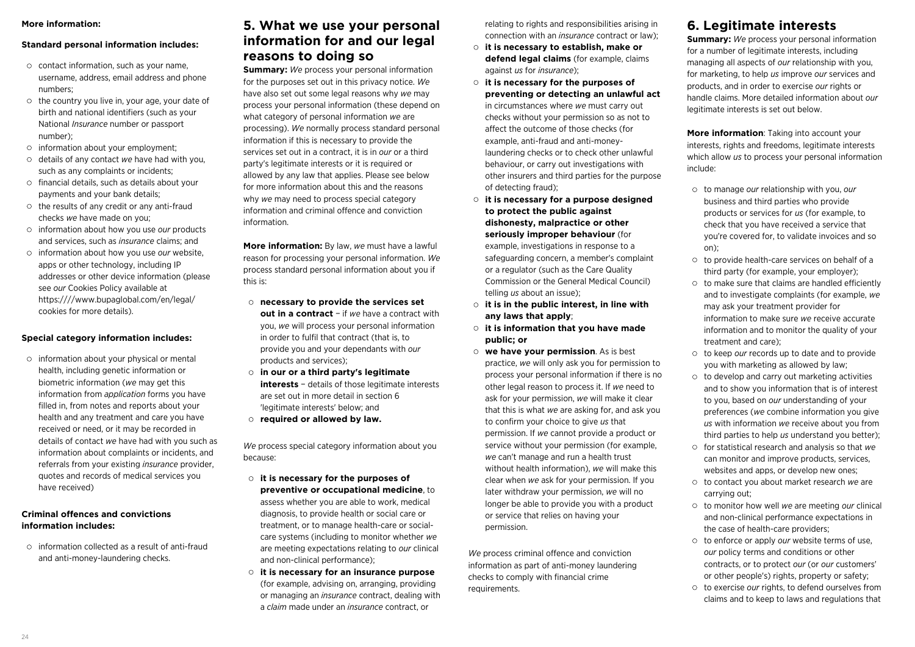**More information:**

**Standard personal information includes:**

- contact information, such as your name, username, address, email address and phone numbers;
- the country you live in, your age, your date of birth and national identifiers (such as your National *Insurance* number or passport number);
- information about your employment;
- details of any contact *we* have had with you, such as any complaints or incidents;
- financial details, such as details about your payments and your bank details;
- the results of any credit or any anti-fraud checks *we* have made on you;
- information about how you use *our* products and services, such as *insurance* claims; and
- information about how you use *our* website, apps or other technology, including IP addresses or other device information (please see *our* Cookies Policy available at https:////www.bupaglobal.com/en/legal/cookies for more details).

**Special category information includes:**

- information about your physical or mental health, including genetic information or biometric information (*we* may get this information from *application* forms you have filled in, from notes and reports about your health and any treatment and care you have received or need, or it may be recorded in details of contact *we* have had with you such as information about complaints or incidents, and referrals from your existing *insurance* provider, quotes and records of medical services you have received)

**Criminal offences and convictions information includes:**

- information collected as a result of anti-fraud and anti-money-laundering checks.

## 5. What we use your personal information for and our legal reasons to doing so

**Summary:** *We* process your personal information for the purposes set out in this privacy notice. *We* have also set out some legal reasons why *we* may process your personal information (these depend on what category of personal information *we* are processing). *We* normally process standard personal information if this is necessary to provide the services set out in a contract, it is in *our* or a third party's legitimate interests or it is required or allowed by any law that applies. Please see below for more information about this and the reasons why *we* may need to process special category information and criminal offence and conviction information.

**More information:** By law, *we* must have a lawful reason for processing your personal information. *We* process standard personal information about you if this is:

- **necessary to provide the services set out in a contract** – if *we* have a contract with you, *we* will process your personal information in order to fulfil that contract (that is, to provide you and your dependants with *our* products and services);
- **in our or a third party's legitimate interests** – details of those legitimate interests are set out in more detail in section 6 'legitimate interests' below; and
- **required or allowed by law.**

*We* process special category information about you because:

- **it is necessary for the purposes of preventive or occupational medicine**, to assess whether you are able to work, medical diagnosis, to provide health or social care or treatment, or to manage health-care or social-care systems (including to monitor whether *we* are meeting expectations relating to *our* clinical and non-clinical performance);
- **it is necessary for an insurance purpose** (for example, advising on, arranging, providing or managing an *insurance* contract, dealing with a *claim* made under an *insurance* contract, or relating to rights and responsibilities arising in connection with an *insurance* contract or law);
- **it is necessary to establish, make or defend legal claims** (for example, claims against *us* for *insurance*);
- **it is necessary for the purposes of preventing or detecting an unlawful act** in circumstances where *we* must carry out checks without your permission so as not to affect the outcome of those checks (for example, anti-fraud and anti-money-laundering checks or to check other unlawful behaviour, or carry out investigations with other insurers and third parties for the purpose of detecting fraud);
- **it is necessary for a purpose designed to protect the public against dishonesty, malpractice or other seriously improper behaviour** (for example, investigations in response to a safeguarding concern, a member's complaint or a regulator (such as the Care Quality Commission or the General Medical Council) telling *us* about an issue);
- **it is in the public interest, in line with any laws that apply**;
- **it is information that you have made public; or**
- **we have your permission**. As is best practice, *we* will only ask you for permission to process your personal information if there is no other legal reason to process it. If *we* need to ask for your permission, *we* will make it clear that this is what *we* are asking for, and ask you to confirm your choice to give *us* that permission. If *we* cannot provide a product or service without your permission (for example, *we* can't manage and run a health trust without health information), *we* will make this clear when *we* ask for your permission. If you later withdraw your permission, *we* will no longer be able to provide you with a product or service that relies on having your permission.

*We* process criminal offence and conviction information as part of anti-money laundering checks to comply with financial crime requirements.

## 6. Legitimate interests

**Summary:** *We* process your personal information for a number of legitimate interests, including managing all aspects of *our* relationship with you, for marketing, to help *us* improve *our* services and products, and in order to exercise *our* rights or handle claims. More detailed information about *our* legitimate interests is set out below.

**More information**: Taking into account your interests, rights and freedoms, legitimate interests which allow *us* to process your personal information include:

- to manage *our* relationship with you, *our* business and third parties who provide products or services for *us* (for example, to check that you have received a service that you're covered for, to validate invoices and so on);
- to provide health-care services on behalf of a third party (for example, your employer);
- to make sure that claims are handled efficiently and to investigate complaints (for example, *we* may ask your treatment provider for information to make sure *we* receive accurate information and to monitor the quality of your treatment and care);
- to keep *our* records up to date and to provide you with marketing as allowed by law;
- to develop and carry out marketing activities and to show you information that is of interest to you, based on *our* understanding of your preferences (*we* combine information you give *us* with information *we* receive about you from third parties to help *us* understand you better);
- for statistical research and analysis so that *we* can monitor and improve products, services, websites and apps, or develop new ones;
- to contact you about market research *we* are carrying out;
- to monitor how well *we* are meeting *our* clinical and non-clinical performance expectations in the case of health-care providers;
- to enforce or apply *our* website terms of use, *our* policy terms and conditions or other contracts, or to protect *our* (or *our* customers' or other people's) rights, property or safety;
- to exercise *our* rights, to defend ourselves from claims and to keep to laws and regulations that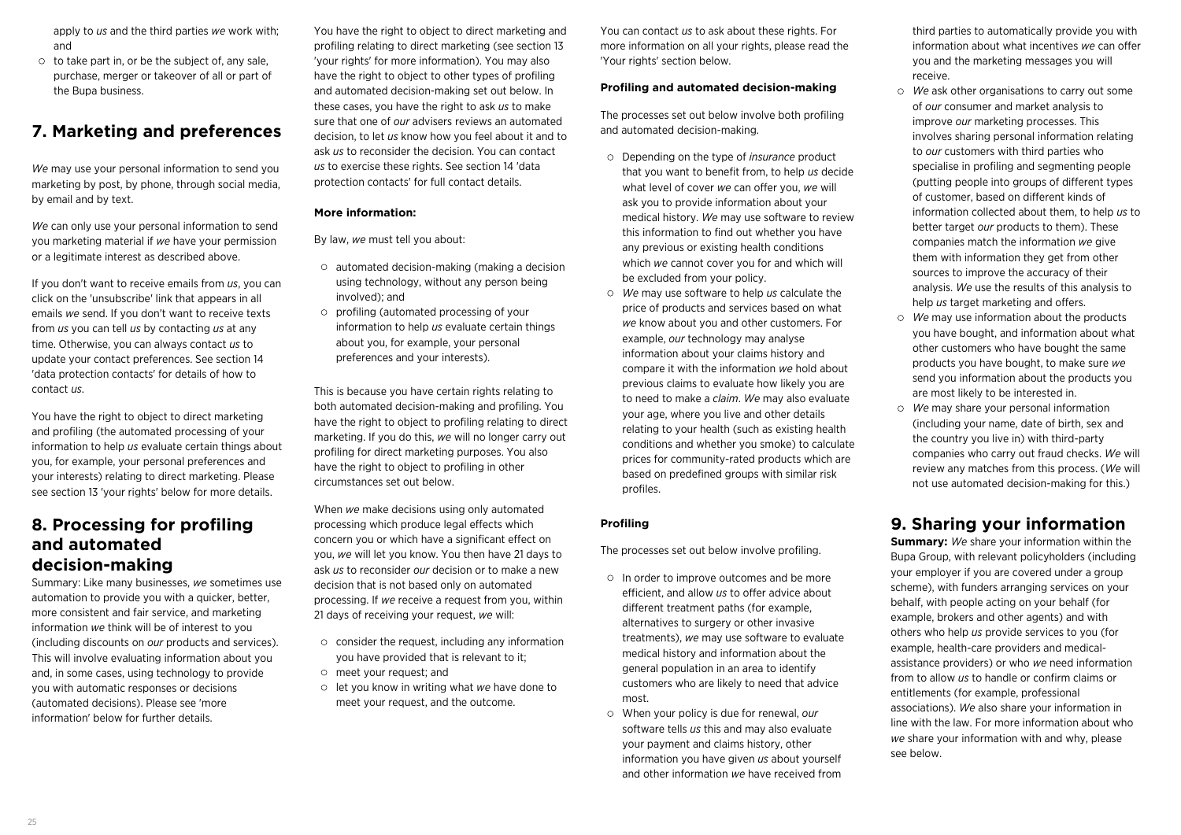apply to *us* and the third parties *we* work with; and

- to take part in, or be the subject of, any sale, purchase, merger or takeover of all or part of the Bupa business.

## 7. Marketing and preferences

*We* may use your personal information to send you marketing by post, by phone, through social media, by email and by text.

*We* can only use your personal information to send you marketing material if *we* have your permission or a legitimate interest as described above.

If you don't want to receive emails from *us*, you can click on the 'unsubscribe' link that appears in all emails *we* send. If you don't want to receive texts from *us* you can tell *us* by contacting *us* at any time. Otherwise, you can always contact *us* to update your contact preferences. See section 14 'data protection contacts' for details of how to contact *us*.

You have the right to object to direct marketing and profiling (the automated processing of your information to help *us* evaluate certain things about you, for example, your personal preferences and your interests) relating to direct marketing. Please see section 13 'your rights' below for more details.

## 8. Processing for profiling and automated decision-making

Summary: Like many businesses, *we* sometimes use automation to provide you with a quicker, better, more consistent and fair service, and marketing information *we* think will be of interest to you (including discounts on *our* products and services). This will involve evaluating information about you and, in some cases, using technology to provide you with automatic responses or decisions (automated decisions). Please see 'more information' below for further details.

You have the right to object to direct marketing and profiling relating to direct marketing (see section 13 'your rights' for more information). You may also have the right to object to other types of profiling and automated decision-making set out below. In these cases, you have the right to ask *us* to make sure that one of *our* advisers reviews an automated decision, to let *us* know how you feel about it and to ask *us* to reconsider the decision. You can contact *us* to exercise these rights. See section 14 'data protection contacts' for full contact details.

**More information:**

By law, *we* must tell you about:

- automated decision-making (making a decision using technology, without any person being involved); and
- profiling (automated processing of your information to help *us* evaluate certain things about you, for example, your personal preferences and your interests).

This is because you have certain rights relating to both automated decision-making and profiling. You have the right to object to profiling relating to direct marketing. If you do this, *we* will no longer carry out profiling for direct marketing purposes. You also have the right to object to profiling in other circumstances set out below.

When *we* make decisions using only automated processing which produce legal effects which concern you or which have a significant effect on you, *we* will let you know. You then have 21 days to ask *us* to reconsider *our* decision or to make a new decision that is not based only on automated processing. If *we* receive a request from you, within 21 days of receiving your request, *we* will:

- consider the request, including any information you have provided that is relevant to it;
- meet your request; and
- let you know in writing what *we* have done to meet your request, and the outcome.

You can contact *us* to ask about these rights. For more information on all your rights, please read the 'Your rights' section below.

**Profiling and automated decision-making**

The processes set out below involve both profiling and automated decision-making.

- Depending on the type of *insurance* product that you want to benefit from, to help *us* decide what level of cover *we* can offer you, *we* will ask you to provide information about your medical history. *We* may use software to review this information to find out whether you have any previous or existing health conditions which *we* cannot cover you for and which will be excluded from your policy.
- *We* may use software to help *us* calculate the price of products and services based on what *we* know about you and other customers. For example, *our* technology may analyse information about your claims history and compare it with the information *we* hold about previous claims to evaluate how likely you are to need to make a *claim*. *We* may also evaluate your age, where you live and other details relating to your health (such as existing health conditions and whether you smoke) to calculate prices for community-rated products which are based on predefined groups with similar risk profiles.

**Profiling**

The processes set out below involve profiling.

- In order to improve outcomes and be more efficient, and allow *us* to offer advice about different treatment paths (for example, alternatives to surgery or other invasive treatments), *we* may use software to evaluate medical history and information about the general population in an area to identify customers who are likely to need that advice most.
- When your policy is due for renewal, *our* software tells *us* this and may also evaluate your payment and claims history, other information you have given *us* about yourself and other information *we* have received from third parties to automatically provide you with information about what incentives *we* can offer you and the marketing messages you will receive.
- *We* ask other organisations to carry out some of *our* consumer and market analysis to improve *our* marketing processes. This involves sharing personal information relating to *our* customers with third parties who specialise in profiling and segmenting people (putting people into groups of different types of customer, based on different kinds of information collected about them, to help *us* to better target *our* products to them). These companies match the information *we* give them with information they get from other sources to improve the accuracy of their analysis. *We* use the results of this analysis to help *us* target marketing and offers.
- *We* may use information about the products you have bought, and information about what other customers who have bought the same products you have bought, to make sure *we* send you information about the products you are most likely to be interested in.
- *We* may share your personal information (including your name, date of birth, sex and the country you live in) with third-party companies who carry out fraud checks. *We* will review any matches from this process. (*We* will not use automated decision-making for this.)

## 9. Sharing your information

**Summary:** *We* share your information within the Bupa Group, with relevant policyholders (including your employer if you are covered under a group scheme), with funders arranging services on your behalf, with people acting on your behalf (for example, brokers and other agents) and with others who help *us* provide services to you (for example, health-care providers and medical-assistance providers) or who *we* need information from to allow *us* to handle or confirm claims or entitlements (for example, professional associations). *We* also share your information in line with the law. For more information about who *we* share your information with and why, please see below.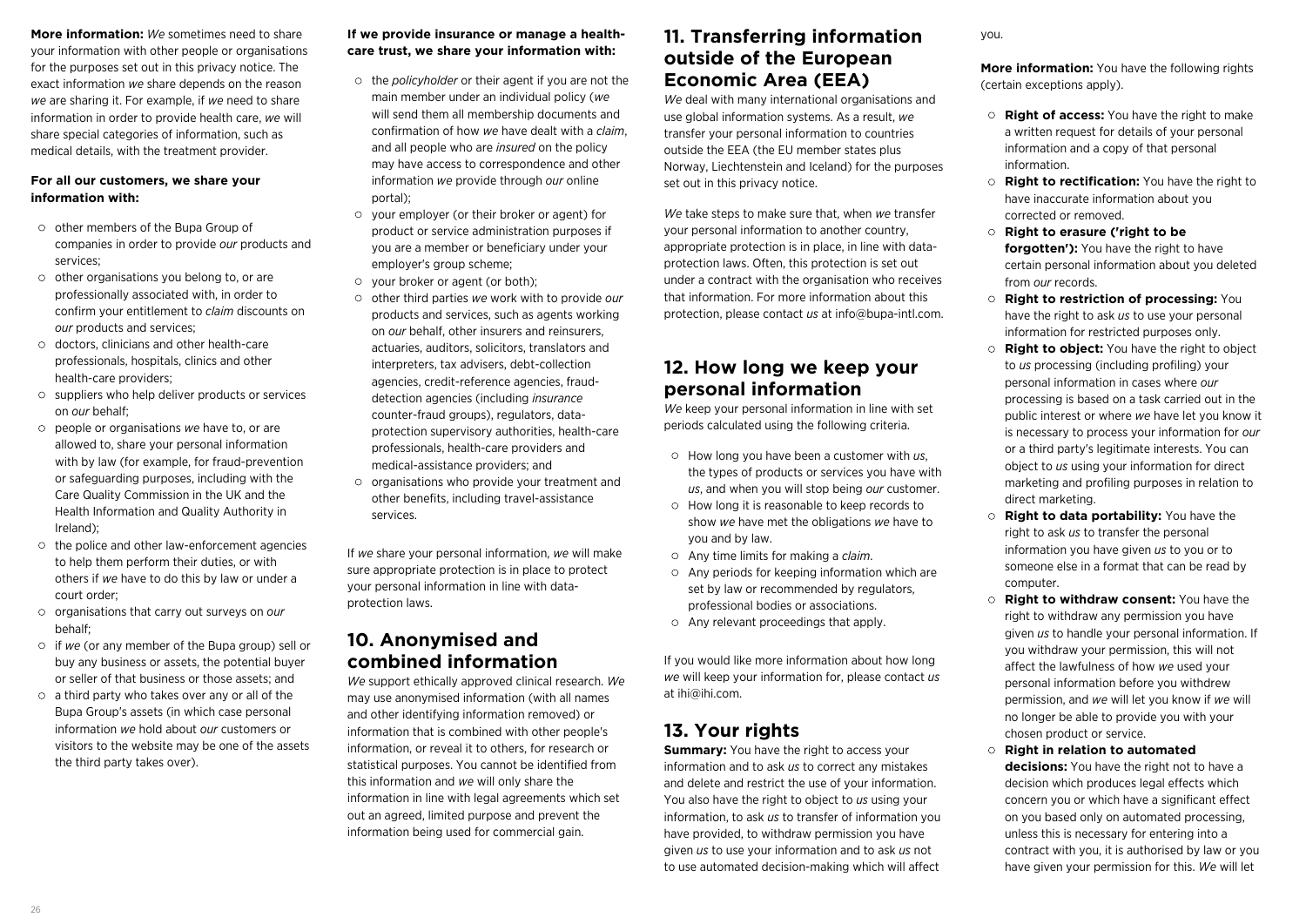**More information:** *We* sometimes need to share your information with other people or organisations for the purposes set out in this privacy notice. The exact information *we* share depends on the reason *we* are sharing it. For example, if *we* need to share information in order to provide health care, *we* will share special categories of information, such as medical details, with the treatment provider.

**For all our customers, we share your information with:**

- other members of the Bupa Group of companies in order to provide *our* products and services;
- other organisations you belong to, or are professionally associated with, in order to confirm your entitlement to *claim* discounts on *our* products and services;
- doctors, clinicians and other health-care professionals, hospitals, clinics and other health-care providers;
- suppliers who help deliver products or services on *our* behalf;
- people or organisations *we* have to, or are allowed to, share your personal information with by law (for example, for fraud-prevention or safeguarding purposes, including with the Care Quality Commission in the UK and the Health Information and Quality Authority in Ireland);
- the police and other law-enforcement agencies to help them perform their duties, or with others if *we* have to do this by law or under a court order;
- organisations that carry out surveys on *our* behalf;
- if *we* (or any member of the Bupa group) sell or buy any business or assets, the potential buyer or seller of that business or those assets; and
- a third party who takes over any or all of the Bupa Group's assets (in which case personal information *we* hold about *our* customers or visitors to the website may be one of the assets the third party takes over).

**If we provide insurance or manage a health-care trust, we share your information with:**

- the *policyholder* or their agent if you are not the main member under an individual policy (*we* will send them all membership documents and confirmation of how *we* have dealt with a *claim*, and all people who are *insured* on the policy may have access to correspondence and other information *we* provide through *our* online portal);
- your employer (or their broker or agent) for product or service administration purposes if you are a member or beneficiary under your employer's group scheme;
- your broker or agent (or both);
- other third parties *we* work with to provide *our* products and services, such as agents working on *our* behalf, other insurers and reinsurers, actuaries, auditors, solicitors, translators and interpreters, tax advisers, debt-collection agencies, credit-reference agencies, fraud-detection agencies (including *insurance* counter-fraud groups), regulators, data-protection supervisory authorities, health-care professionals, health-care providers and medical-assistance providers; and
- organisations who provide your treatment and other benefits, including travel-assistance services.

If *we* share your personal information, *we* will make sure appropriate protection is in place to protect your personal information in line with data-protection laws.

## 10. Anonymised and combined information

*We* support ethically approved clinical research. *We* may use anonymised information (with all names and other identifying information removed) or information that is combined with other people's information, or reveal it to others, for research or statistical purposes. You cannot be identified from this information and *we* will only share the information in line with legal agreements which set out an agreed, limited purpose and prevent the information being used for commercial gain.

## 11. Transferring information outside of the European Economic Area (EEA)

*We* deal with many international organisations and use global information systems. As a result, *we* transfer your personal information to countries outside the EEA (the EU member states plus Norway, Liechtenstein and Iceland) for the purposes set out in this privacy notice.

*We* take steps to make sure that, when *we* transfer your personal information to another country, appropriate protection is in place, in line with data-protection laws. Often, this protection is set out under a contract with the organisation who receives that information. For more information about this protection, please contact *us* at info@bupa-intl.com.

## 12. How long we keep your personal information

*We* keep your personal information in line with set periods calculated using the following criteria.

- How long you have been a customer with *us*, the types of products or services you have with *us*, and when you will stop being *our* customer.
- How long it is reasonable to keep records to show *we* have met the obligations *we* have to you and by law.
- Any time limits for making a *claim*.
- Any periods for keeping information which are set by law or recommended by regulators, professional bodies or associations.
- Any relevant proceedings that apply.

If you would like more information about how long *we* will keep your information for, please contact *us* at ihi@ihi.com.

## 13. Your rights

**Summary:** You have the right to access your information and to ask *us* to correct any mistakes and delete and restrict the use of your information. You also have the right to object to *us* using your information, to ask *us* to transfer of information you have provided, to withdraw permission you have given *us* to use your information and to ask *us* not to use automated decision-making which will affect you.

**More information:** You have the following rights (certain exceptions apply).

- **Right of access:** You have the right to make a written request for details of your personal information and a copy of that personal information.
- **Right to rectification:** You have the right to have inaccurate information about you corrected or removed.
- **Right to erasure ('right to be forgotten'):** You have the right to have certain personal information about you deleted from *our* records.
- **Right to restriction of processing:** You have the right to ask *us* to use your personal information for restricted purposes only.
- **Right to object:** You have the right to object to *us* processing (including profiling) your personal information in cases where *our* processing is based on a task carried out in the public interest or where *we* have let you know it is necessary to process your information for *our* or a third party's legitimate interests. You can object to *us* using your information for direct marketing and profiling purposes in relation to direct marketing.
- **Right to data portability:** You have the right to ask *us* to transfer the personal information you have given *us* to you or to someone else in a format that can be read by computer.
- **Right to withdraw consent:** You have the right to withdraw any permission you have given *us* to handle your personal information. If you withdraw your permission, this will not affect the lawfulness of how *we* used your personal information before you withdrew permission, and *we* will let you know if *we* will no longer be able to provide you with your chosen product or service.
- **Right in relation to automated decisions:** You have the right not to have a decision which produces legal effects which concern you or which have a significant effect on you based only on automated processing, unless this is necessary for entering into a contract with you, it is authorised by law or you have given your permission for this. *We* will let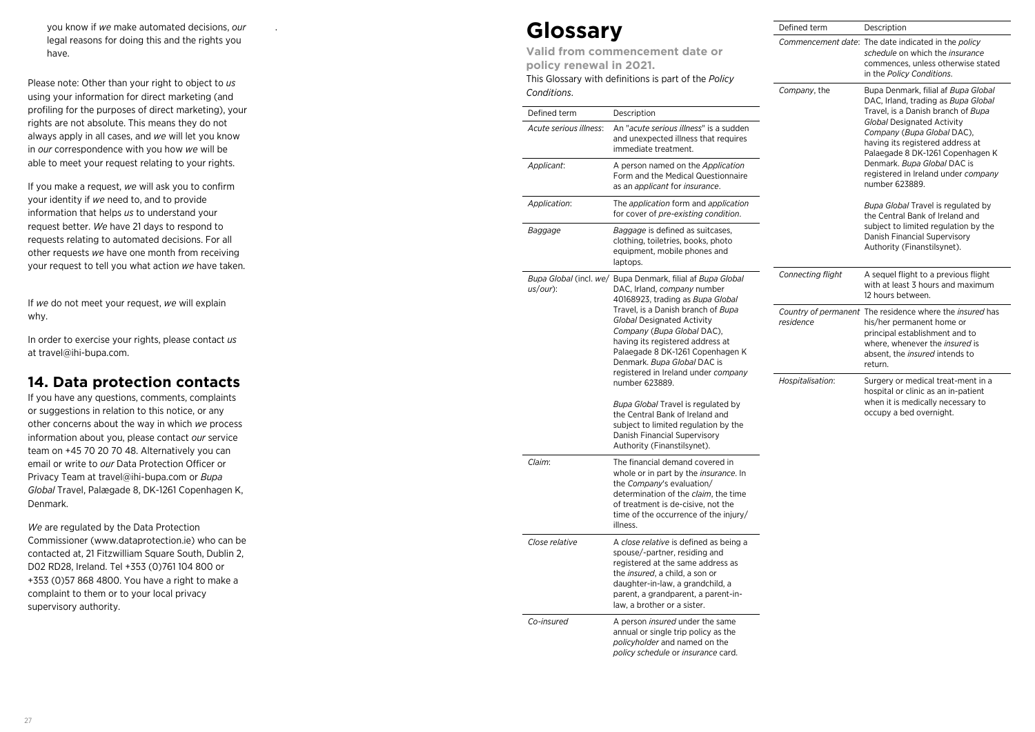you know if *we* make automated decisions, *our* legal reasons for doing this and the rights you have.

Please note: Other than your right to object to *us* using your information for direct marketing (and profiling for the purposes of direct marketing), your rights are not absolute. This means they do not always apply in all cases, and *we* will let you know in *our* correspondence with you how *we* will be able to meet your request relating to your rights.

If you make a request, *we* will ask you to confirm your identity if *we* need to, and to provide information that helps *us* to understand your request better. *We* have 21 days to respond to requests relating to automated decisions. For all other requests *we* have one month from receiving your request to tell you what action *we* have taken.

If *we* do not meet your request, *we* will explain why.

In order to exercise your rights, please contact *us* at travel@ihi-bupa.com.

## 14. Data protection contacts

If you have any questions, comments, complaints or suggestions in relation to this notice, or any other concerns about the way in which *we* process information about you, please contact *our* service team on +45 70 20 70 48. Alternatively you can email or write to *our* Data Protection Officer or Privacy Team at travel@ihi-bupa.com or *Bupa Global* Travel, Palægade 8, DK-1261 Copenhagen K, Denmark.

*We* are regulated by the Data Protection Commissioner (www.dataprotection.ie) who can be contacted at, 21 Fitzwilliam Square South, Dublin 2, D02 RD28, Ireland. Tel +353 (0)761 104 800 or +353 (0)57 868 4800. You have a right to make a complaint to them or to your local privacy supervisory authority.

# Glossary

**Valid from commencement date or policy renewal in 2021.**

This Glossary with definitions is part of the *Policy Conditions*.

| Defined term | Description |
|---|---|
| *Acute serious illness*: | An "*acute serious illness*" is a sudden and unexpected illness that requires immediate treatment. |
| *Applicant*: | A person named on the *Application* Form and the Medical Questionnaire as an *applicant* for *insurance*. |
| *Application*: | The *application* form and *application* for cover of *pre-existing condition*. |
| *Baggage* | *Baggage* is defined as suitcases, clothing, toiletries, books, photo equipment, mobile phones and laptops. |
| *Bupa Global* (incl. *we*/*us*/*our*): | Bupa Denmark, filial af *Bupa Global* DAC, Irland, *company* number 40168923, trading as *Bupa Global* Travel, is a Danish branch of *Bupa Global* Designated Activity *Company* (*Bupa Global* DAC), having its registered address at Palaegade 8 DK-1261 Copenhagen K Denmark. *Bupa Global* DAC is registered in Ireland under *company* number 623889. *Bupa Global* Travel is regulated by the Central Bank of Ireland and subject to limited regulation by the Danish Financial Supervisory Authority (Finanstilsynet). |
| *Claim*: | The financial demand covered in whole or in part by the *insurance*. In the *Company*'s evaluation/determination of the *claim*, the time of treatment is de-cisive, not the time of the occurrence of the injury/illness. |
| *Close relative* | A *close relative* is defined as being a spouse/-partner, residing and registered at the same address as the *insured*, a child, a son or daughter-in-law, a grandchild, a parent, a grandparent, a parent-in-law, a brother or a sister. |
| *Co-insured* | A person *insured* under the same annual or single trip policy as the *policyholder* and named on the *policy schedule* or *insurance* card. |
| *Commencement date*: | The date indicated in the *policy schedule* on which the *insurance* commences, unless otherwise stated in the *Policy Conditions*. |
| *Company*, the | Bupa Denmark, filial af *Bupa Global* DAC, Irland, trading as *Bupa Global* Travel, is a Danish branch of *Bupa Global* Designated Activity *Company* (*Bupa Global* DAC), having its registered address at Palaegade 8 DK-1261 Copenhagen K Denmark. *Bupa Global* DAC is registered in Ireland under *company* number 623889. *Bupa Global* Travel is regulated by the Central Bank of Ireland and subject to limited regulation by the Danish Financial Supervisory Authority (Finanstilsynet). |
| *Connecting flight* | A sequel flight to a previous flight with at least 3 hours and maximum 12 hours between. |
| *Country of permanent residence* | The residence where the *insured* has his/her permanent home or principal establishment and to where, whenever the *insured* is absent, the *insured* intends to return. |
| *Hospitalisation*: | Surgery or medical treat-ment in a hospital or clinic as an in-patient when it is medically necessary to occupy a bed overnight. |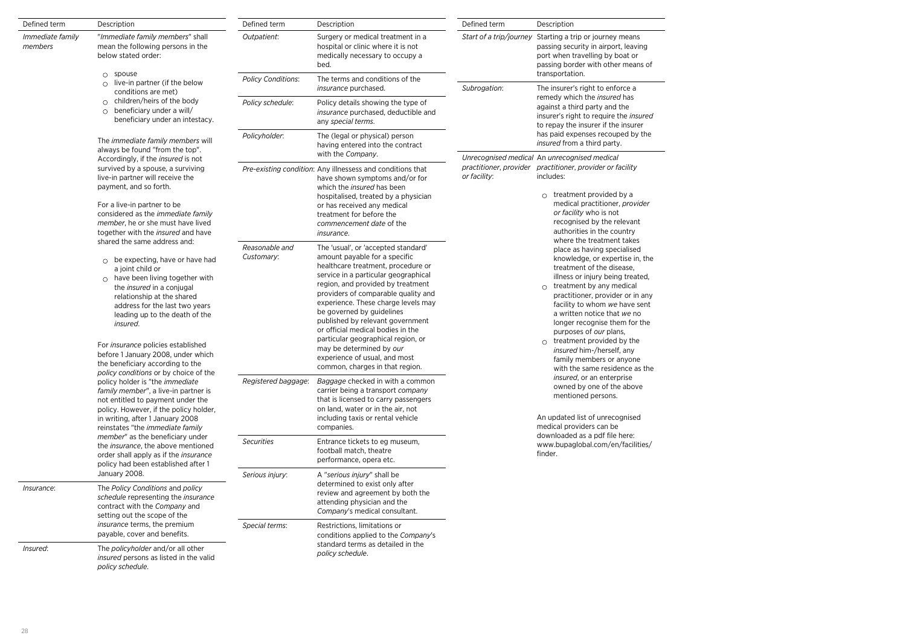| Defined term | Description |
|---|---|
| *Immediate family members* | "*Immediate family members*" shall mean the following persons in the below stated order:<br>○ spouse<br>○ live-in partner (if the below conditions are met)<br>○ children/heirs of the body<br>○ beneficiary under a will/ beneficiary under an intestacy.<br><br>The *immediate family members* will always be found "from the top". Accordingly, if the *insured* is not survived by a spouse, a surviving live-in partner will receive the payment, and so forth.<br><br>For a live-in partner to be considered as the *immediate family member*, he or she must have lived together with the *insured* and have shared the same address and:<br>○ be expecting, have or have had a joint child or<br>○ have been living together with the *insured* in a conjugal relationship at the shared address for the last two years leading up to the death of the *insured*.<br><br>For *insurance* policies established before 1 January 2008, under which the beneficiary according to the *policy conditions* or by choice of the policy holder is "the *immediate family member*", a live-in partner is not entitled to payment under the policy. However, if the policy holder, in writing, after 1 January 2008 reinstates "the *immediate family member*" as the beneficiary under the *insurance*, the above mentioned order shall apply as if the *insurance* policy had been established after 1 January 2008. |
| *Insurance*: | The *Policy Conditions* and *policy schedule* representing the *insurance* contract with the *Company* and setting out the scope of the *insurance* terms, the premium payable, cover and benefits. |
| *Insured*: | The *policyholder* and/or all other *insured* persons as listed in the valid *policy schedule*. |
| *Outpatient*: | Surgery or medical treatment in a hospital or clinic where it is not medically necessary to occupy a bed. |
| *Policy Conditions*: | The terms and conditions of the *insurance* purchased. |
| *Policy schedule*: | Policy details showing the type of *insurance* purchased, deductible and any *special terms*. |
| *Policyholder*: | The (legal or physical) person having entered into the contract with the *Company*. |
| *Pre-existing condition*: | Any illnesses and conditions that have shown symptoms and/or for which the *insured* has been hospitalised, treated by a physician or has received any medical treatment for before the *commencement date* of the *insurance*. |
| *Reasonable and Customary*: | The 'usual', or 'accepted standard' amount payable for a specific healthcare treatment, procedure or service in a particular geographical region, and provided by treatment providers of comparable quality and experience. These charge levels may be governed by guidelines published by relevant government or official medical bodies in the particular geographical region, or may be determined by *our* experience of usual, and most common, charges in that region. |
| *Registered baggage*: | *Baggage* checked in with a common carrier being a transport *company* that is licensed to carry passengers on land, water or in the air, not including taxis or rental vehicle companies. |
| *Securities* | Entrance tickets to eg museum, football match, theatre performance, opera etc. |
| *Serious injury*: | A "*serious injury*" shall be determined to exist only after review and agreement by both the attending physician and the *Company*'s medical consultant. |
| *Special terms*: | Restrictions, limitations or conditions applied to the *Company*'s standard terms as detailed in the *policy schedule*. |
| *Start of a trip/journey* | Starting a trip or journey means passing security in airport, leaving port when travelling by boat or passing border with other means of transportation. |
| *Subrogation*: | The insurer's right to enforce a remedy which the *insured* has against a third party and the insurer's right to require the *insured* to repay the insurer if the insurer has paid expenses recouped by the *insured* from a third party. |
| *Unrecognised medical practitioner, provider or facility*: | An *unrecognised medical practitioner, provider or facility* includes:<br>○ treatment provided by a medical practitioner, *provider or facility* who is not recognised by the relevant authorities in the country where the treatment takes place as having specialised knowledge, or expertise in, the treatment of the disease, illness or injury being treated,<br>○ treatment by any medical practitioner, provider or in any facility to whom *we* have sent a written notice that *we* no longer recognise them for the purposes of *our* plans,<br>○ treatment provided by the *insured* him-/herself, any family members or anyone with the same residence as the *insured*, or an enterprise owned by one of the above mentioned persons.<br><br>An updated list of unrecognised medical providers can be downloaded as a pdf file here: www.bupaglobal.com/en/facilities/finder. |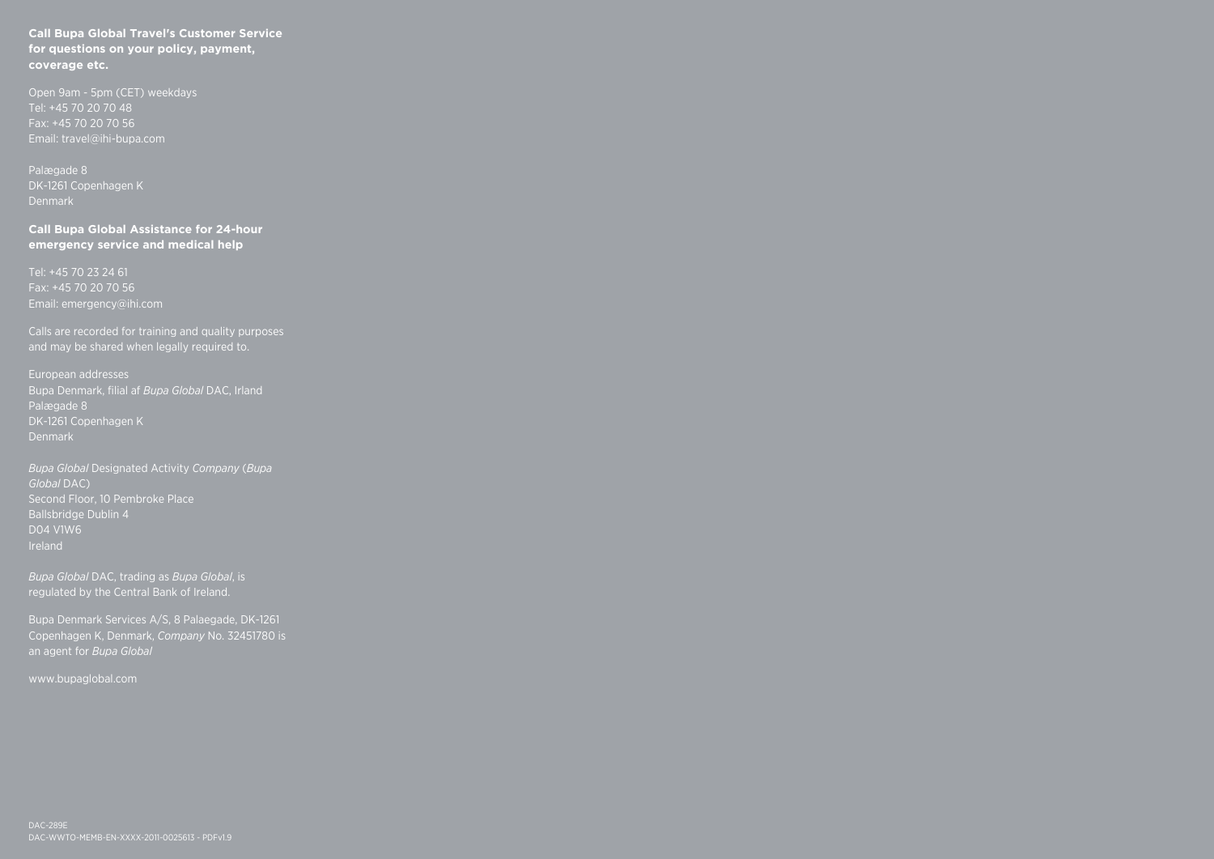**Call Bupa Global Travel's Customer Service for questions on your policy, payment, coverage etc.**

Open 9am - 5pm (CET) weekdays
Tel: +45 70 20 70 48
Fax: +45 70 20 70 56
Email: travel@ihi-bupa.com

Palægade 8
DK-1261 Copenhagen K
Denmark

**Call Bupa Global Assistance for 24-hour emergency service and medical help**

Tel: +45 70 23 24 61
Fax: +45 70 20 70 56
Email: emergency@ihi.com

Calls are recorded for training and quality purposes and may be shared when legally required to.

European addresses
Bupa Denmark, filial af *Bupa Global* DAC, Irland
Palægade 8
DK-1261 Copenhagen K
Denmark

*Bupa Global* Designated Activity *Company* (*Bupa Global* DAC)
Second Floor, 10 Pembroke Place
Ballsbridge Dublin 4
D04 V1W6
Ireland

*Bupa Global* DAC, trading as *Bupa Global*, is regulated by the Central Bank of Ireland.

Bupa Denmark Services A/S, 8 Palaegade, DK-1261 Copenhagen K, Denmark, *Company* No. 32451780 is an agent for *Bupa Global*

www.bupaglobal.com

DAC-289E
DAC-WWTO-MEMB-EN-XXXX-2011-0025613 - PDFv1.9